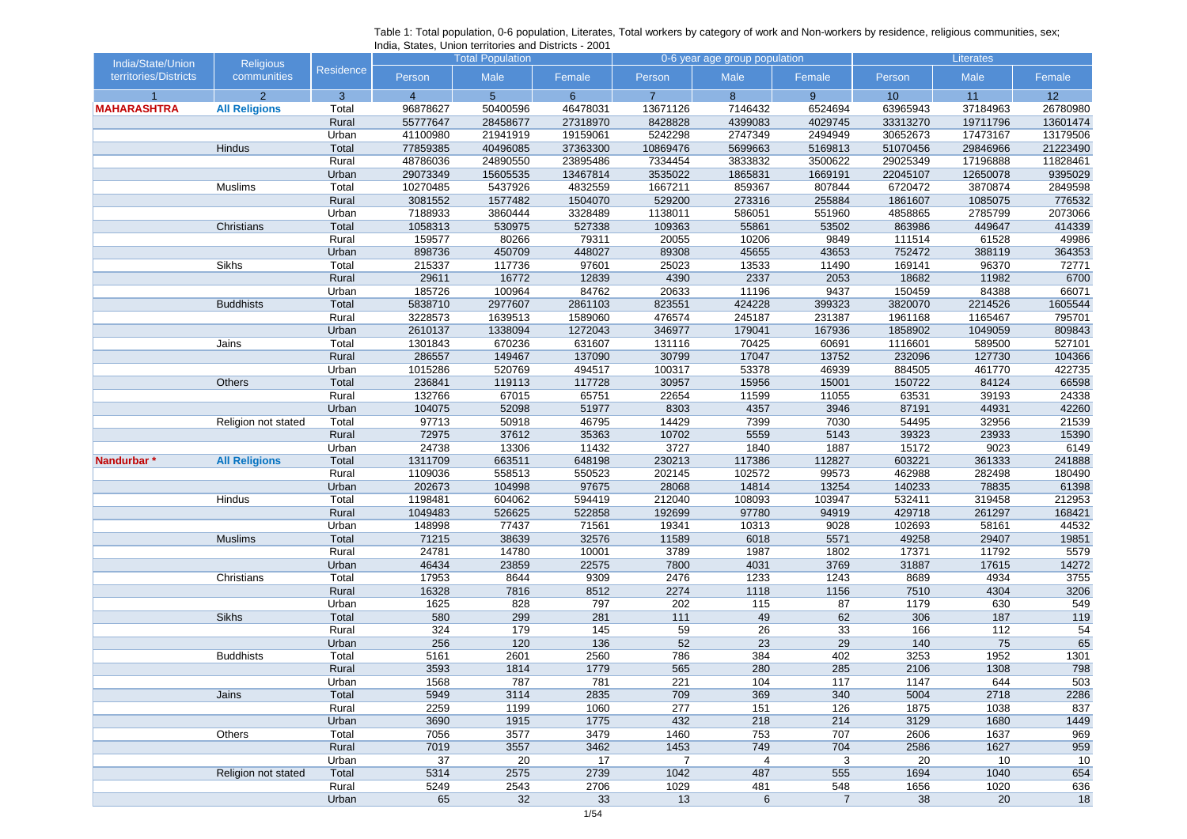Table 1: Total population, 0-6 population, Literates, Total workers by category of work and Non-workers by residence, religious communities, sex; India, States, Union territories and Districts - 2001

| India/State/Union territories/Districts | Religious communities | Residence | Total Population | | | 0-6 year age group population | | | Literates | | |
|---|---|---|---|---|---|---|---|---|---|---|---|
| | | | Person | Male | Female | Person | Male | Female | Person | Male | Female |
| 1 | 2 | 3 | 4 | 5 | 6 | 7 | 8 | 9 | 10 | 11 | 12 |
| **MAHARASHTRA** | **All Religions** | Total | 96878627 | 50400596 | 46478031 | 13671126 | 7146432 | 6524694 | 63965943 | 37184963 | 26780980 |
| | | Rural | 55777647 | 28458677 | 27318970 | 8428828 | 4399083 | 4029745 | 33313270 | 19711796 | 13601474 |
| | | Urban | 41100980 | 21941919 | 19159061 | 5242298 | 2747349 | 2494949 | 30652673 | 17473167 | 13179506 |
| | Hindus | Total | 77859385 | 40496085 | 37363300 | 10869476 | 5699663 | 5169813 | 51070456 | 29846966 | 21223490 |
| | | Rural | 48786036 | 24890550 | 23895486 | 7334454 | 3833832 | 3500622 | 29025349 | 17196888 | 11828461 |
| | | Urban | 29073349 | 15605535 | 13467814 | 3535022 | 1865831 | 1669191 | 22045107 | 12650078 | 9395029 |
| | Muslims | Total | 10270485 | 5437926 | 4832559 | 1667211 | 859367 | 807844 | 6720472 | 3870874 | 2849598 |
| | | Rural | 3081552 | 1577482 | 1504070 | 529200 | 273316 | 255884 | 1861607 | 1085075 | 776532 |
| | | Urban | 7188933 | 3860444 | 3328489 | 1138011 | 586051 | 551960 | 4858865 | 2785799 | 2073066 |
| | Christians | Total | 1058313 | 530975 | 527338 | 109363 | 55861 | 53502 | 863986 | 449647 | 414339 |
| | | Rural | 159577 | 80266 | 79311 | 20055 | 10206 | 9849 | 111514 | 61528 | 49986 |
| | | Urban | 898736 | 450709 | 448027 | 89308 | 45655 | 43653 | 752472 | 388119 | 364353 |
| | Sikhs | Total | 215337 | 117736 | 97601 | 25023 | 13533 | 11490 | 169141 | 96370 | 72771 |
| | | Rural | 29611 | 16772 | 12839 | 4390 | 2337 | 2053 | 18682 | 11982 | 6700 |
| | | Urban | 185726 | 100964 | 84762 | 20633 | 11196 | 9437 | 150459 | 84388 | 66071 |
| | Buddhists | Total | 5838710 | 2977607 | 2861103 | 823551 | 424228 | 399323 | 3820070 | 2214526 | 1605544 |
| | | Rural | 3228573 | 1639513 | 1589060 | 476574 | 245187 | 231387 | 1961168 | 1165467 | 795701 |
| | | Urban | 2610137 | 1338094 | 1272043 | 346977 | 179041 | 167936 | 1858902 | 1049059 | 809843 |
| | Jains | Total | 1301843 | 670236 | 631607 | 131116 | 70425 | 60691 | 1116601 | 589500 | 527101 |
| | | Rural | 286557 | 149467 | 137090 | 30799 | 17047 | 13752 | 232096 | 127730 | 104366 |
| | | Urban | 1015286 | 520769 | 494517 | 100317 | 53378 | 46939 | 884505 | 461770 | 422735 |
| | Others | Total | 236841 | 119113 | 117728 | 30957 | 15956 | 15001 | 150722 | 84124 | 66598 |
| | | Rural | 132766 | 67015 | 65751 | 22654 | 11599 | 11055 | 63531 | 39193 | 24338 |
| | | Urban | 104075 | 52098 | 51977 | 8303 | 4357 | 3946 | 87191 | 44931 | 42260 |
| | Religion not stated | Total | 97713 | 50918 | 46795 | 14429 | 7399 | 7030 | 54495 | 32956 | 21539 |
| | | Rural | 72975 | 37612 | 35363 | 10702 | 5559 | 5143 | 39323 | 23933 | 15390 |
| | | Urban | 24738 | 13306 | 11432 | 3727 | 1840 | 1887 | 15172 | 9023 | 6149 |
| **Nandurbar *** | **All Religions** | Total | 1311709 | 663511 | 648198 | 230213 | 117386 | 112827 | 603221 | 361333 | 241888 |
| | | Rural | 1109036 | 558513 | 550523 | 202145 | 102572 | 99573 | 462988 | 282498 | 180490 |
| | | Urban | 202673 | 104998 | 97675 | 28068 | 14814 | 13254 | 140233 | 78835 | 61398 |
| | Hindus | Total | 1198481 | 604062 | 594419 | 212040 | 108093 | 103947 | 532411 | 319458 | 212953 |
| | | Rural | 1049483 | 526625 | 522858 | 192699 | 97780 | 94919 | 429718 | 261297 | 168421 |
| | | Urban | 148998 | 77437 | 71561 | 19341 | 10313 | 9028 | 102693 | 58161 | 44532 |
| | Muslims | Total | 71215 | 38639 | 32576 | 11589 | 6018 | 5571 | 49258 | 29407 | 19851 |
| | | Rural | 24781 | 14780 | 10001 | 3789 | 1987 | 1802 | 17371 | 11792 | 5579 |
| | | Urban | 46434 | 23859 | 22575 | 7800 | 4031 | 3769 | 31887 | 17615 | 14272 |
| | Christians | Total | 17953 | 8644 | 9309 | 2476 | 1233 | 1243 | 8689 | 4934 | 3755 |
| | | Rural | 16328 | 7816 | 8512 | 2274 | 1118 | 1156 | 7510 | 4304 | 3206 |
| | | Urban | 1625 | 828 | 797 | 202 | 115 | 87 | 1179 | 630 | 549 |
| | Sikhs | Total | 580 | 299 | 281 | 111 | 49 | 62 | 306 | 187 | 119 |
| | | Rural | 324 | 179 | 145 | 59 | 26 | 33 | 166 | 112 | 54 |
| | | Urban | 256 | 120 | 136 | 52 | 23 | 29 | 140 | 75 | 65 |
| | Buddhists | Total | 5161 | 2601 | 2560 | 786 | 384 | 402 | 3253 | 1952 | 1301 |
| | | Rural | 3593 | 1814 | 1779 | 565 | 280 | 285 | 2106 | 1308 | 798 |
| | | Urban | 1568 | 787 | 781 | 221 | 104 | 117 | 1147 | 644 | 503 |
| | Jains | Total | 5949 | 3114 | 2835 | 709 | 369 | 340 | 5004 | 2718 | 2286 |
| | | Rural | 2259 | 1199 | 1060 | 277 | 151 | 126 | 1875 | 1038 | 837 |
| | | Urban | 3690 | 1915 | 1775 | 432 | 218 | 214 | 3129 | 1680 | 1449 |
| | Others | Total | 7056 | 3577 | 3479 | 1460 | 753 | 707 | 2606 | 1637 | 969 |
| | | Rural | 7019 | 3557 | 3462 | 1453 | 749 | 704 | 2586 | 1627 | 959 |
| | | Urban | 37 | 20 | 17 | 7 | 4 | 3 | 20 | 10 | 10 |
| | Religion not stated | Total | 5314 | 2575 | 2739 | 1042 | 487 | 555 | 1694 | 1040 | 654 |
| | | Rural | 5249 | 2543 | 2706 | 1029 | 481 | 548 | 1656 | 1020 | 636 |
| | | Urban | 65 | 32 | 33 | 13 | 6 | 7 | 38 | 20 | 18 |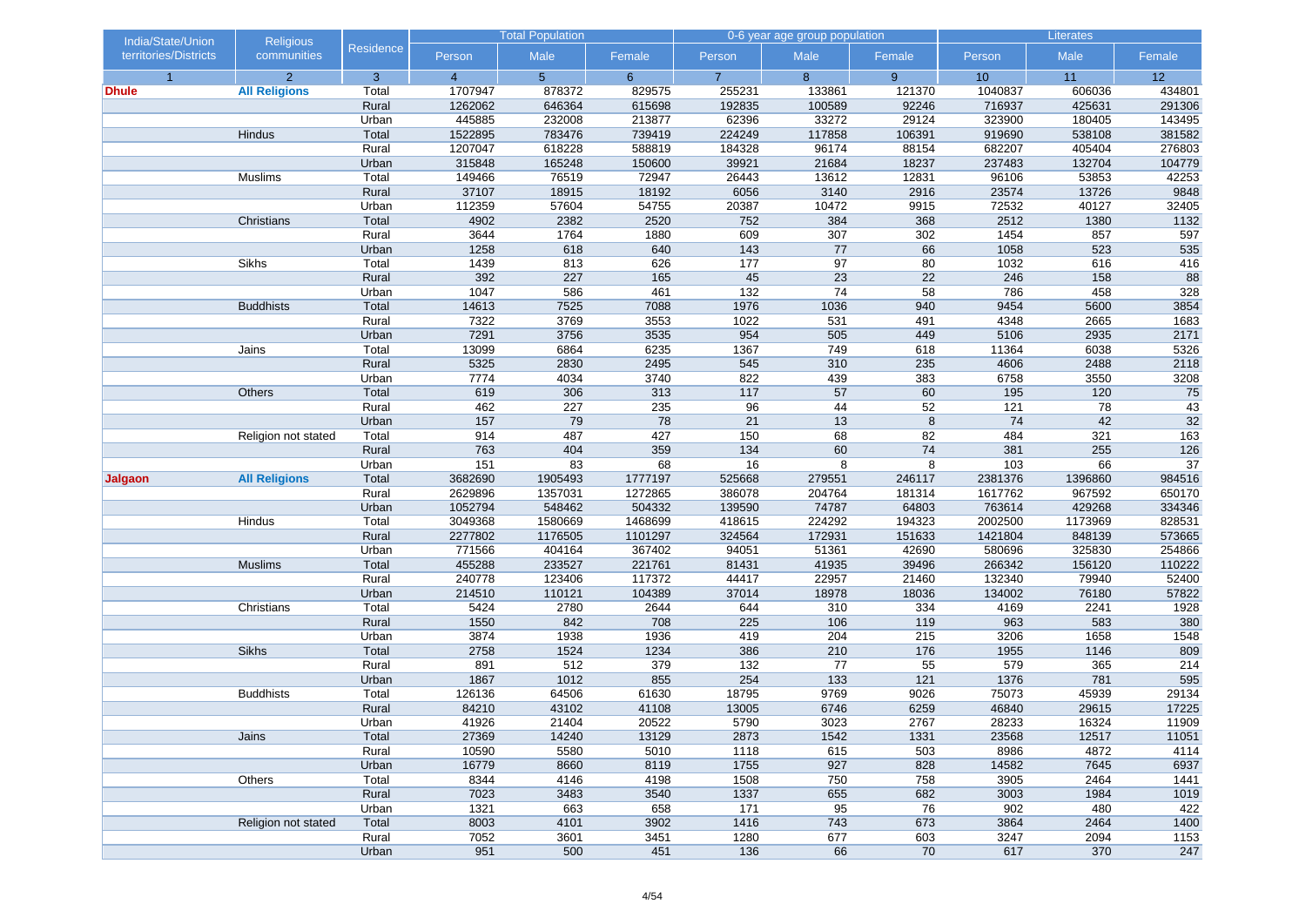| India/State/Union territories/Districts | Religious communities | Residence | Total Population | | | 0-6 year age group population | | | Literates | | |
|---|---|---|---|---|---|---|---|---|---|---|---|
| | | | Person | Male | Female | Person | Male | Female | Person | Male | Female |
| 1 | 2 | 3 | 4 | 5 | 6 | 7 | 8 | 9 | 10 | 11 | 12 |
| **Dhule** | **All Religions** | Total | 1707947 | 878372 | 829575 | 255231 | 133861 | 121370 | 1040837 | 606036 | 434801 |
| | | Rural | 1262062 | 646364 | 615698 | 192835 | 100589 | 92246 | 716937 | 425631 | 291306 |
| | | Urban | 445885 | 232008 | 213877 | 62396 | 33272 | 29124 | 323900 | 180405 | 143495 |
| | Hindus | Total | 1522895 | 783476 | 739419 | 224249 | 117858 | 106391 | 919690 | 538108 | 381582 |
| | | Rural | 1207047 | 618228 | 588819 | 184328 | 96174 | 88154 | 682207 | 405404 | 276803 |
| | | Urban | 315848 | 165248 | 150600 | 39921 | 21684 | 18237 | 237483 | 132704 | 104779 |
| | Muslims | Total | 149466 | 76519 | 72947 | 26443 | 13612 | 12831 | 96106 | 53853 | 42253 |
| | | Rural | 37107 | 18915 | 18192 | 6056 | 3140 | 2916 | 23574 | 13726 | 9848 |
| | | Urban | 112359 | 57604 | 54755 | 20387 | 10472 | 9915 | 72532 | 40127 | 32405 |
| | Christians | Total | 4902 | 2382 | 2520 | 752 | 384 | 368 | 2512 | 1380 | 1132 |
| | | Rural | 3644 | 1764 | 1880 | 609 | 307 | 302 | 1454 | 857 | 597 |
| | | Urban | 1258 | 618 | 640 | 143 | 77 | 66 | 1058 | 523 | 535 |
| | Sikhs | Total | 1439 | 813 | 626 | 177 | 97 | 80 | 1032 | 616 | 416 |
| | | Rural | 392 | 227 | 165 | 45 | 23 | 22 | 246 | 158 | 88 |
| | | Urban | 1047 | 586 | 461 | 132 | 74 | 58 | 786 | 458 | 328 |
| | Buddhists | Total | 14613 | 7525 | 7088 | 1976 | 1036 | 940 | 9454 | 5600 | 3854 |
| | | Rural | 7322 | 3769 | 3553 | 1022 | 531 | 491 | 4348 | 2665 | 1683 |
| | | Urban | 7291 | 3756 | 3535 | 954 | 505 | 449 | 5106 | 2935 | 2171 |
| | Jains | Total | 13099 | 6864 | 6235 | 1367 | 749 | 618 | 11364 | 6038 | 5326 |
| | | Rural | 5325 | 2830 | 2495 | 545 | 310 | 235 | 4606 | 2488 | 2118 |
| | | Urban | 7774 | 4034 | 3740 | 822 | 439 | 383 | 6758 | 3550 | 3208 |
| | Others | Total | 619 | 306 | 313 | 117 | 57 | 60 | 195 | 120 | 75 |
| | | Rural | 462 | 227 | 235 | 96 | 44 | 52 | 121 | 78 | 43 |
| | | Urban | 157 | 79 | 78 | 21 | 13 | 8 | 74 | 42 | 32 |
| | Religion not stated | Total | 914 | 487 | 427 | 150 | 68 | 82 | 484 | 321 | 163 |
| | | Rural | 763 | 404 | 359 | 134 | 60 | 74 | 381 | 255 | 126 |
| | | Urban | 151 | 83 | 68 | 16 | 8 | 8 | 103 | 66 | 37 |
| **Jalgaon** | **All Religions** | Total | 3682690 | 1905493 | 1777197 | 525668 | 279551 | 246117 | 2381376 | 1396860 | 984516 |
| | | Rural | 2629896 | 1357031 | 1272865 | 386078 | 204764 | 181314 | 1617762 | 967592 | 650170 |
| | | Urban | 1052794 | 548462 | 504332 | 139590 | 74787 | 64803 | 763614 | 429268 | 334346 |
| | Hindus | Total | 3049368 | 1580669 | 1468699 | 418615 | 224292 | 194323 | 2002500 | 1173969 | 828531 |
| | | Rural | 2277802 | 1176505 | 1101297 | 324564 | 172931 | 151633 | 1421804 | 848139 | 573665 |
| | | Urban | 771566 | 404164 | 367402 | 94051 | 51361 | 42690 | 580696 | 325830 | 254866 |
| | Muslims | Total | 455288 | 233527 | 221761 | 81431 | 41935 | 39496 | 266342 | 156120 | 110222 |
| | | Rural | 240778 | 123406 | 117372 | 44417 | 22957 | 21460 | 132340 | 79940 | 52400 |
| | | Urban | 214510 | 110121 | 104389 | 37014 | 18978 | 18036 | 134002 | 76180 | 57822 |
| | Christians | Total | 5424 | 2780 | 2644 | 644 | 310 | 334 | 4169 | 2241 | 1928 |
| | | Rural | 1550 | 842 | 708 | 225 | 106 | 119 | 963 | 583 | 380 |
| | | Urban | 3874 | 1938 | 1936 | 419 | 204 | 215 | 3206 | 1658 | 1548 |
| | Sikhs | Total | 2758 | 1524 | 1234 | 386 | 210 | 176 | 1955 | 1146 | 809 |
| | | Rural | 891 | 512 | 379 | 132 | 77 | 55 | 579 | 365 | 214 |
| | | Urban | 1867 | 1012 | 855 | 254 | 133 | 121 | 1376 | 781 | 595 |
| | Buddhists | Total | 126136 | 64506 | 61630 | 18795 | 9769 | 9026 | 75073 | 45939 | 29134 |
| | | Rural | 84210 | 43102 | 41108 | 13005 | 6746 | 6259 | 46840 | 29615 | 17225 |
| | | Urban | 41926 | 21404 | 20522 | 5790 | 3023 | 2767 | 28233 | 16324 | 11909 |
| | Jains | Total | 27369 | 14240 | 13129 | 2873 | 1542 | 1331 | 23568 | 12517 | 11051 |
| | | Rural | 10590 | 5580 | 5010 | 1118 | 615 | 503 | 8986 | 4872 | 4114 |
| | | Urban | 16779 | 8660 | 8119 | 1755 | 927 | 828 | 14582 | 7645 | 6937 |
| | Others | Total | 8344 | 4146 | 4198 | 1508 | 750 | 758 | 3905 | 2464 | 1441 |
| | | Rural | 7023 | 3483 | 3540 | 1337 | 655 | 682 | 3003 | 1984 | 1019 |
| | | Urban | 1321 | 663 | 658 | 171 | 95 | 76 | 902 | 480 | 422 |
| | Religion not stated | Total | 8003 | 4101 | 3902 | 1416 | 743 | 673 | 3864 | 2464 | 1400 |
| | | Rural | 7052 | 3601 | 3451 | 1280 | 677 | 603 | 3247 | 2094 | 1153 |
| | | Urban | 951 | 500 | 451 | 136 | 66 | 70 | 617 | 370 | 247 |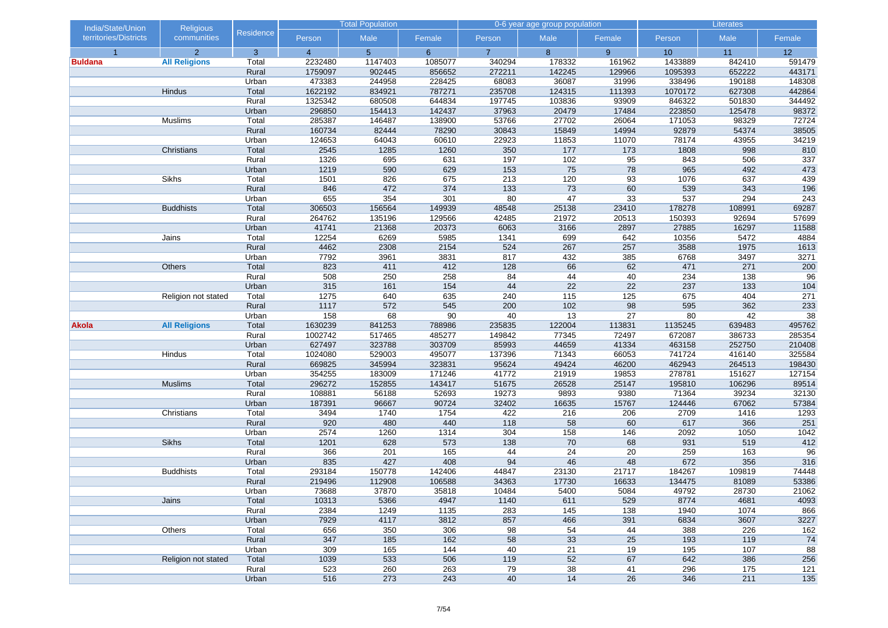| India/State/Union territories/Districts | Religious communities | Residence | Total Population | | | 0-6 year age group population | | | Literates | | |
|---|---|---|---|---|---|---|---|---|---|---|---|
| | | | Person | Male | Female | Person | Male | Female | Person | Male | Female |
| 1 | 2 | 3 | 4 | 5 | 6 | 7 | 8 | 9 | 10 | 11 | 12 |
| **Buldana** | **All Religions** | Total | 2232480 | 1147403 | 1085077 | 340294 | 178332 | 161962 | 1433889 | 842410 | 591479 |
| | | Rural | 1759097 | 902445 | 856652 | 272211 | 142245 | 129966 | 1095393 | 652222 | 443171 |
| | | Urban | 473383 | 244958 | 228425 | 68083 | 36087 | 31996 | 338496 | 190188 | 148308 |
| | Hindus | Total | 1622192 | 834921 | 787271 | 235708 | 124315 | 111393 | 1070172 | 627308 | 442864 |
| | | Rural | 1325342 | 680508 | 644834 | 197745 | 103836 | 93909 | 846322 | 501830 | 344492 |
| | | Urban | 296850 | 154413 | 142437 | 37963 | 20479 | 17484 | 223850 | 125478 | 98372 |
| | Muslims | Total | 285387 | 146487 | 138900 | 53766 | 27702 | 26064 | 171053 | 98329 | 72724 |
| | | Rural | 160734 | 82444 | 78290 | 30843 | 15849 | 14994 | 92879 | 54374 | 38505 |
| | | Urban | 124653 | 64043 | 60610 | 22923 | 11853 | 11070 | 78174 | 43955 | 34219 |
| | Christians | Total | 2545 | 1285 | 1260 | 350 | 177 | 173 | 1808 | 998 | 810 |
| | | Rural | 1326 | 695 | 631 | 197 | 102 | 95 | 843 | 506 | 337 |
| | | Urban | 1219 | 590 | 629 | 153 | 75 | 78 | 965 | 492 | 473 |
| | Sikhs | Total | 1501 | 826 | 675 | 213 | 120 | 93 | 1076 | 637 | 439 |
| | | Rural | 846 | 472 | 374 | 133 | 73 | 60 | 539 | 343 | 196 |
| | | Urban | 655 | 354 | 301 | 80 | 47 | 33 | 537 | 294 | 243 |
| | Buddhists | Total | 306503 | 156564 | 149939 | 48548 | 25138 | 23410 | 178278 | 108991 | 69287 |
| | | Rural | 264762 | 135196 | 129566 | 42485 | 21972 | 20513 | 150393 | 92694 | 57699 |
| | | Urban | 41741 | 21368 | 20373 | 6063 | 3166 | 2897 | 27885 | 16297 | 11588 |
| | Jains | Total | 12254 | 6269 | 5985 | 1341 | 699 | 642 | 10356 | 5472 | 4884 |
| | | Rural | 4462 | 2308 | 2154 | 524 | 267 | 257 | 3588 | 1975 | 1613 |
| | | Urban | 7792 | 3961 | 3831 | 817 | 432 | 385 | 6768 | 3497 | 3271 |
| | Others | Total | 823 | 411 | 412 | 128 | 66 | 62 | 471 | 271 | 200 |
| | | Rural | 508 | 250 | 258 | 84 | 44 | 40 | 234 | 138 | 96 |
| | | Urban | 315 | 161 | 154 | 44 | 22 | 22 | 237 | 133 | 104 |
| | Religion not stated | Total | 1275 | 640 | 635 | 240 | 115 | 125 | 675 | 404 | 271 |
| | | Rural | 1117 | 572 | 545 | 200 | 102 | 98 | 595 | 362 | 233 |
| | | Urban | 158 | 68 | 90 | 40 | 13 | 27 | 80 | 42 | 38 |
| **Akola** | **All Religions** | Total | 1630239 | 841253 | 788986 | 235835 | 122004 | 113831 | 1135245 | 639483 | 495762 |
| | | Rural | 1002742 | 517465 | 485277 | 149842 | 77345 | 72497 | 672087 | 386733 | 285354 |
| | | Urban | 627497 | 323788 | 303709 | 85993 | 44659 | 41334 | 463158 | 252750 | 210408 |
| | Hindus | Total | 1024080 | 529003 | 495077 | 137396 | 71343 | 66053 | 741724 | 416140 | 325584 |
| | | Rural | 669825 | 345994 | 323831 | 95624 | 49424 | 46200 | 462943 | 264513 | 198430 |
| | | Urban | 354255 | 183009 | 171246 | 41772 | 21919 | 19853 | 278781 | 151627 | 127154 |
| | Muslims | Total | 296272 | 152855 | 143417 | 51675 | 26528 | 25147 | 195810 | 106296 | 89514 |
| | | Rural | 108881 | 56188 | 52693 | 19273 | 9893 | 9380 | 71364 | 39234 | 32130 |
| | | Urban | 187391 | 96667 | 90724 | 32402 | 16635 | 15767 | 124446 | 67062 | 57384 |
| | Christians | Total | 3494 | 1740 | 1754 | 422 | 216 | 206 | 2709 | 1416 | 1293 |
| | | Rural | 920 | 480 | 440 | 118 | 58 | 60 | 617 | 366 | 251 |
| | | Urban | 2574 | 1260 | 1314 | 304 | 158 | 146 | 2092 | 1050 | 1042 |
| | Sikhs | Total | 1201 | 628 | 573 | 138 | 70 | 68 | 931 | 519 | 412 |
| | | Rural | 366 | 201 | 165 | 44 | 24 | 20 | 259 | 163 | 96 |
| | | Urban | 835 | 427 | 408 | 94 | 46 | 48 | 672 | 356 | 316 |
| | Buddhists | Total | 293184 | 150778 | 142406 | 44847 | 23130 | 21717 | 184267 | 109819 | 74448 |
| | | Rural | 219496 | 112908 | 106588 | 34363 | 17730 | 16633 | 134475 | 81089 | 53386 |
| | | Urban | 73688 | 37870 | 35818 | 10484 | 5400 | 5084 | 49792 | 28730 | 21062 |
| | Jains | Total | 10313 | 5366 | 4947 | 1140 | 611 | 529 | 8774 | 4681 | 4093 |
| | | Rural | 2384 | 1249 | 1135 | 283 | 145 | 138 | 1940 | 1074 | 866 |
| | | Urban | 7929 | 4117 | 3812 | 857 | 466 | 391 | 6834 | 3607 | 3227 |
| | Others | Total | 656 | 350 | 306 | 98 | 54 | 44 | 388 | 226 | 162 |
| | | Rural | 347 | 185 | 162 | 58 | 33 | 25 | 193 | 119 | 74 |
| | | Urban | 309 | 165 | 144 | 40 | 21 | 19 | 195 | 107 | 88 |
| | Religion not stated | Total | 1039 | 533 | 506 | 119 | 52 | 67 | 642 | 386 | 256 |
| | | Rural | 523 | 260 | 263 | 79 | 38 | 41 | 296 | 175 | 121 |
| | | Urban | 516 | 273 | 243 | 40 | 14 | 26 | 346 | 211 | 135 |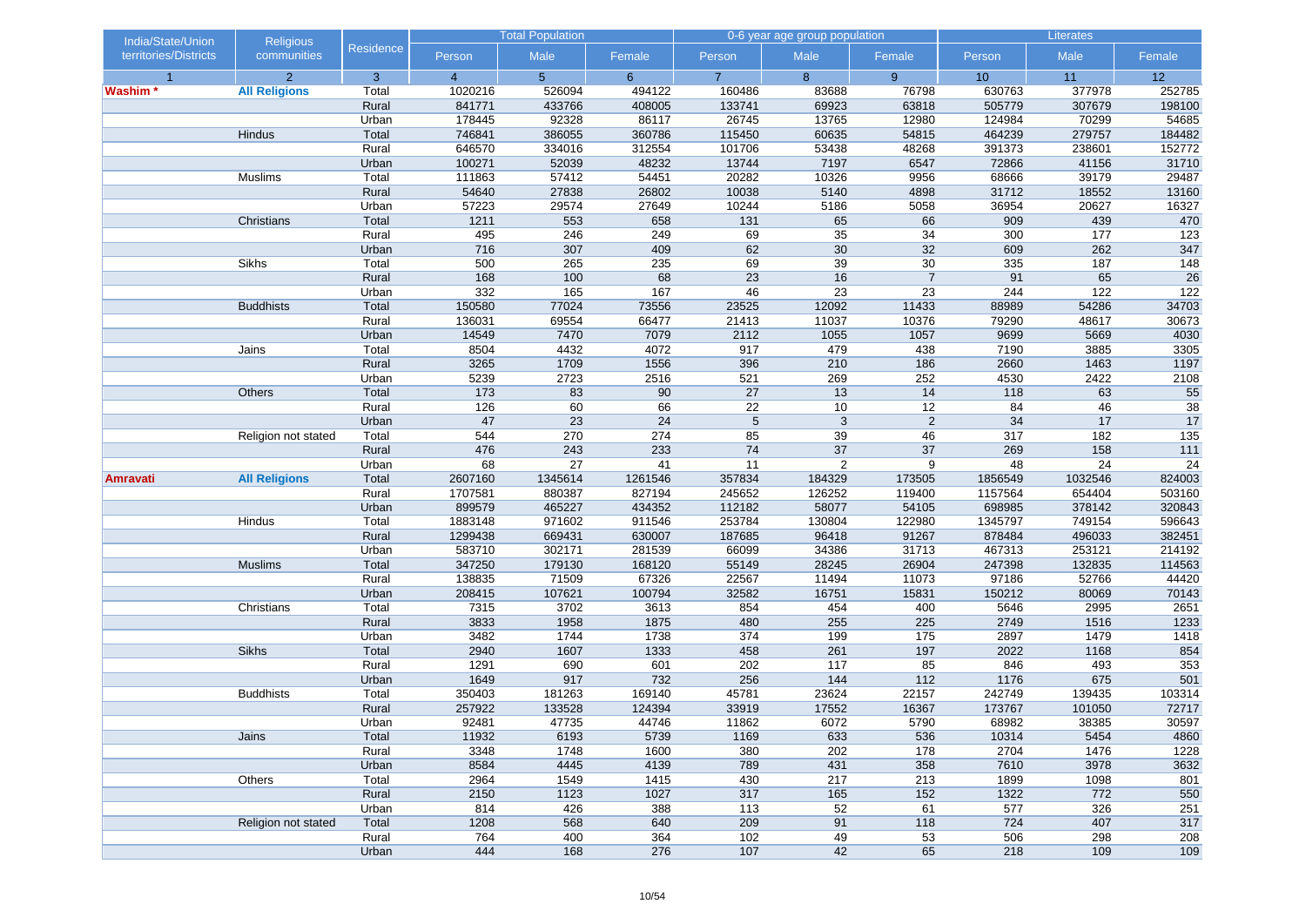| India/State/Union territories/Districts | Religious communities | Residence | Total Population | | | 0-6 year age group population | | | Literates | | |
|---|---|---|---|---|---|---|---|---|---|---|---|
| | | | Person | Male | Female | Person | Male | Female | Person | Male | Female |
| 1 | 2 | 3 | 4 | 5 | 6 | 7 | 8 | 9 | 10 | 11 | 12 |
| **Washim *** | **All Religions** | Total | 1020216 | 526094 | 494122 | 160486 | 83688 | 76798 | 630763 | 377978 | 252785 |
| | | Rural | 841771 | 433766 | 408005 | 133741 | 69923 | 63818 | 505779 | 307679 | 198100 |
| | | Urban | 178445 | 92328 | 86117 | 26745 | 13765 | 12980 | 124984 | 70299 | 54685 |
| | Hindus | Total | 746841 | 386055 | 360786 | 115450 | 60635 | 54815 | 464239 | 279757 | 184482 |
| | | Rural | 646570 | 334016 | 312554 | 101706 | 53438 | 48268 | 391373 | 238601 | 152772 |
| | | Urban | 100271 | 52039 | 48232 | 13744 | 7197 | 6547 | 72866 | 41156 | 31710 |
| | Muslims | Total | 111863 | 57412 | 54451 | 20282 | 10326 | 9956 | 68666 | 39179 | 29487 |
| | | Rural | 54640 | 27838 | 26802 | 10038 | 5140 | 4898 | 31712 | 18552 | 13160 |
| | | Urban | 57223 | 29574 | 27649 | 10244 | 5186 | 5058 | 36954 | 20627 | 16327 |
| | Christians | Total | 1211 | 553 | 658 | 131 | 65 | 66 | 909 | 439 | 470 |
| | | Rural | 495 | 246 | 249 | 69 | 35 | 34 | 300 | 177 | 123 |
| | | Urban | 716 | 307 | 409 | 62 | 30 | 32 | 609 | 262 | 347 |
| | Sikhs | Total | 500 | 265 | 235 | 69 | 39 | 30 | 335 | 187 | 148 |
| | | Rural | 168 | 100 | 68 | 23 | 16 | 7 | 91 | 65 | 26 |
| | | Urban | 332 | 165 | 167 | 46 | 23 | 23 | 244 | 122 | 122 |
| | Buddhists | Total | 150580 | 77024 | 73556 | 23525 | 12092 | 11433 | 88989 | 54286 | 34703 |
| | | Rural | 136031 | 69554 | 66477 | 21413 | 11037 | 10376 | 79290 | 48617 | 30673 |
| | | Urban | 14549 | 7470 | 7079 | 2112 | 1055 | 1057 | 9699 | 5669 | 4030 |
| | Jains | Total | 8504 | 4432 | 4072 | 917 | 479 | 438 | 7190 | 3885 | 3305 |
| | | Rural | 3265 | 1709 | 1556 | 396 | 210 | 186 | 2660 | 1463 | 1197 |
| | | Urban | 5239 | 2723 | 2516 | 521 | 269 | 252 | 4530 | 2422 | 2108 |
| | Others | Total | 173 | 83 | 90 | 27 | 13 | 14 | 118 | 63 | 55 |
| | | Rural | 126 | 60 | 66 | 22 | 10 | 12 | 84 | 46 | 38 |
| | | Urban | 47 | 23 | 24 | 5 | 3 | 2 | 34 | 17 | 17 |
| | Religion not stated | Total | 544 | 270 | 274 | 85 | 39 | 46 | 317 | 182 | 135 |
| | | Rural | 476 | 243 | 233 | 74 | 37 | 37 | 269 | 158 | 111 |
| | | Urban | 68 | 27 | 41 | 11 | 2 | 9 | 48 | 24 | 24 |
| **Amravati** | **All Religions** | Total | 2607160 | 1345614 | 1261546 | 357834 | 184329 | 173505 | 1856549 | 1032546 | 824003 |
| | | Rural | 1707581 | 880387 | 827194 | 245652 | 126252 | 119400 | 1157564 | 654404 | 503160 |
| | | Urban | 899579 | 465227 | 434352 | 112182 | 58077 | 54105 | 698985 | 378142 | 320843 |
| | Hindus | Total | 1883148 | 971602 | 911546 | 253784 | 130804 | 122980 | 1345797 | 749154 | 596643 |
| | | Rural | 1299438 | 669431 | 630007 | 187685 | 96418 | 91267 | 878484 | 496033 | 382451 |
| | | Urban | 583710 | 302171 | 281539 | 66099 | 34386 | 31713 | 467313 | 253121 | 214192 |
| | Muslims | Total | 347250 | 179130 | 168120 | 55149 | 28245 | 26904 | 247398 | 132835 | 114563 |
| | | Rural | 138835 | 71509 | 67326 | 22567 | 11494 | 11073 | 97186 | 52766 | 44420 |
| | | Urban | 208415 | 107621 | 100794 | 32582 | 16751 | 15831 | 150212 | 80069 | 70143 |
| | Christians | Total | 7315 | 3702 | 3613 | 854 | 454 | 400 | 5646 | 2995 | 2651 |
| | | Rural | 3833 | 1958 | 1875 | 480 | 255 | 225 | 2749 | 1516 | 1233 |
| | | Urban | 3482 | 1744 | 1738 | 374 | 199 | 175 | 2897 | 1479 | 1418 |
| | Sikhs | Total | 2940 | 1607 | 1333 | 458 | 261 | 197 | 2022 | 1168 | 854 |
| | | Rural | 1291 | 690 | 601 | 202 | 117 | 85 | 846 | 493 | 353 |
| | | Urban | 1649 | 917 | 732 | 256 | 144 | 112 | 1176 | 675 | 501 |
| | Buddhists | Total | 350403 | 181263 | 169140 | 45781 | 23624 | 22157 | 242749 | 139435 | 103314 |
| | | Rural | 257922 | 133528 | 124394 | 33919 | 17552 | 16367 | 173767 | 101050 | 72717 |
| | | Urban | 92481 | 47735 | 44746 | 11862 | 6072 | 5790 | 68982 | 38385 | 30597 |
| | Jains | Total | 11932 | 6193 | 5739 | 1169 | 633 | 536 | 10314 | 5454 | 4860 |
| | | Rural | 3348 | 1748 | 1600 | 380 | 202 | 178 | 2704 | 1476 | 1228 |
| | | Urban | 8584 | 4445 | 4139 | 789 | 431 | 358 | 7610 | 3978 | 3632 |
| | Others | Total | 2964 | 1549 | 1415 | 430 | 217 | 213 | 1899 | 1098 | 801 |
| | | Rural | 2150 | 1123 | 1027 | 317 | 165 | 152 | 1322 | 772 | 550 |
| | | Urban | 814 | 426 | 388 | 113 | 52 | 61 | 577 | 326 | 251 |
| | Religion not stated | Total | 1208 | 568 | 640 | 209 | 91 | 118 | 724 | 407 | 317 |
| | | Rural | 764 | 400 | 364 | 102 | 49 | 53 | 506 | 298 | 208 |
| | | Urban | 444 | 168 | 276 | 107 | 42 | 65 | 218 | 109 | 109 |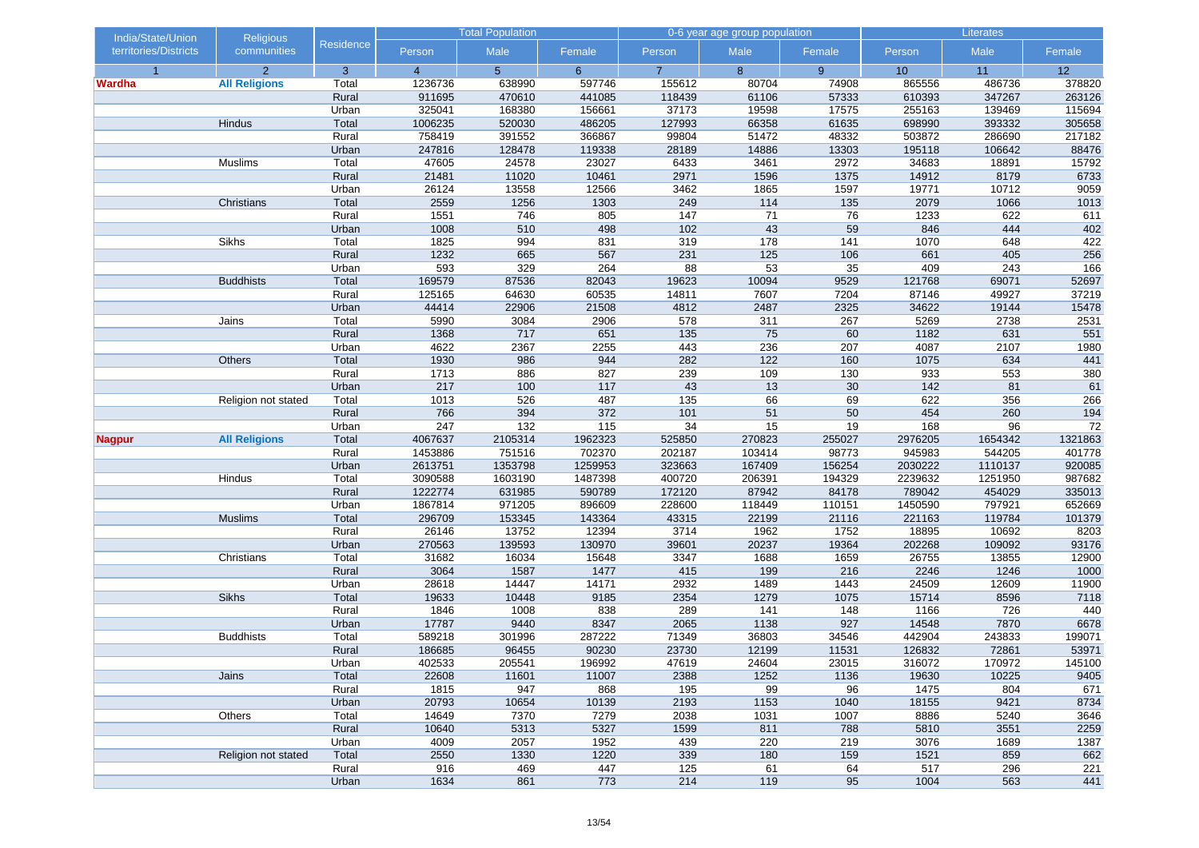| India/State/Union territories/Districts | Religious communities | Residence | Total Population | | | 0-6 year age group population | | | Literates | | |
|---|---|---|---|---|---|---|---|---|---|---|---|
| | | | Person | Male | Female | Person | Male | Female | Person | Male | Female |
| 1 | 2 | 3 | 4 | 5 | 6 | 7 | 8 | 9 | 10 | 11 | 12 |
| **Wardha** | **All Religions** | Total | 1236736 | 638990 | 597746 | 155612 | 80704 | 74908 | 865556 | 486736 | 378820 |
| | | Rural | 911695 | 470610 | 441085 | 118439 | 61106 | 57333 | 610393 | 347267 | 263126 |
| | | Urban | 325041 | 168380 | 156661 | 37173 | 19598 | 17575 | 255163 | 139469 | 115694 |
| | Hindus | Total | 1006235 | 520030 | 486205 | 127993 | 66358 | 61635 | 698990 | 393332 | 305658 |
| | | Rural | 758419 | 391552 | 366867 | 99804 | 51472 | 48332 | 503872 | 286690 | 217182 |
| | | Urban | 247816 | 128478 | 119338 | 28189 | 14886 | 13303 | 195118 | 106642 | 88476 |
| | Muslims | Total | 47605 | 24578 | 23027 | 6433 | 3461 | 2972 | 34683 | 18891 | 15792 |
| | | Rural | 21481 | 11020 | 10461 | 2971 | 1596 | 1375 | 14912 | 8179 | 6733 |
| | | Urban | 26124 | 13558 | 12566 | 3462 | 1865 | 1597 | 19771 | 10712 | 9059 |
| | Christians | Total | 2559 | 1256 | 1303 | 249 | 114 | 135 | 2079 | 1066 | 1013 |
| | | Rural | 1551 | 746 | 805 | 147 | 71 | 76 | 1233 | 622 | 611 |
| | | Urban | 1008 | 510 | 498 | 102 | 43 | 59 | 846 | 444 | 402 |
| | Sikhs | Total | 1825 | 994 | 831 | 319 | 178 | 141 | 1070 | 648 | 422 |
| | | Rural | 1232 | 665 | 567 | 231 | 125 | 106 | 661 | 405 | 256 |
| | | Urban | 593 | 329 | 264 | 88 | 53 | 35 | 409 | 243 | 166 |
| | Buddhists | Total | 169579 | 87536 | 82043 | 19623 | 10094 | 9529 | 121768 | 69071 | 52697 |
| | | Rural | 125165 | 64630 | 60535 | 14811 | 7607 | 7204 | 87146 | 49927 | 37219 |
| | | Urban | 44414 | 22906 | 21508 | 4812 | 2487 | 2325 | 34622 | 19144 | 15478 |
| | Jains | Total | 5990 | 3084 | 2906 | 578 | 311 | 267 | 5269 | 2738 | 2531 |
| | | Rural | 1368 | 717 | 651 | 135 | 75 | 60 | 1182 | 631 | 551 |
| | | Urban | 4622 | 2367 | 2255 | 443 | 236 | 207 | 4087 | 2107 | 1980 |
| | Others | Total | 1930 | 986 | 944 | 282 | 122 | 160 | 1075 | 634 | 441 |
| | | Rural | 1713 | 886 | 827 | 239 | 109 | 130 | 933 | 553 | 380 |
| | | Urban | 217 | 100 | 117 | 43 | 13 | 30 | 142 | 81 | 61 |
| | Religion not stated | Total | 1013 | 526 | 487 | 135 | 66 | 69 | 622 | 356 | 266 |
| | | Rural | 766 | 394 | 372 | 101 | 51 | 50 | 454 | 260 | 194 |
| | | Urban | 247 | 132 | 115 | 34 | 15 | 19 | 168 | 96 | 72 |
| **Nagpur** | **All Religions** | Total | 4067637 | 2105314 | 1962323 | 525850 | 270823 | 255027 | 2976205 | 1654342 | 1321863 |
| | | Rural | 1453886 | 751516 | 702370 | 202187 | 103414 | 98773 | 945983 | 544205 | 401778 |
| | | Urban | 2613751 | 1353798 | 1259953 | 323663 | 167409 | 156254 | 2030222 | 1110137 | 920085 |
| | Hindus | Total | 3090588 | 1603190 | 1487398 | 400720 | 206391 | 194329 | 2239632 | 1251950 | 987682 |
| | | Rural | 1222774 | 631985 | 590789 | 172120 | 87942 | 84178 | 789042 | 454029 | 335013 |
| | | Urban | 1867814 | 971205 | 896609 | 228600 | 118449 | 110151 | 1450590 | 797921 | 652669 |
| | Muslims | Total | 296709 | 153345 | 143364 | 43315 | 22199 | 21116 | 221163 | 119784 | 101379 |
| | | Rural | 26146 | 13752 | 12394 | 3714 | 1962 | 1752 | 18895 | 10692 | 8203 |
| | | Urban | 270563 | 139593 | 130970 | 39601 | 20237 | 19364 | 202268 | 109092 | 93176 |
| | Christians | Total | 31682 | 16034 | 15648 | 3347 | 1688 | 1659 | 26755 | 13855 | 12900 |
| | | Rural | 3064 | 1587 | 1477 | 415 | 199 | 216 | 2246 | 1246 | 1000 |
| | | Urban | 28618 | 14447 | 14171 | 2932 | 1489 | 1443 | 24509 | 12609 | 11900 |
| | Sikhs | Total | 19633 | 10448 | 9185 | 2354 | 1279 | 1075 | 15714 | 8596 | 7118 |
| | | Rural | 1846 | 1008 | 838 | 289 | 141 | 148 | 1166 | 726 | 440 |
| | | Urban | 17787 | 9440 | 8347 | 2065 | 1138 | 927 | 14548 | 7870 | 6678 |
| | Buddhists | Total | 589218 | 301996 | 287222 | 71349 | 36803 | 34546 | 442904 | 243833 | 199071 |
| | | Rural | 186685 | 96455 | 90230 | 23730 | 12199 | 11531 | 126832 | 72861 | 53971 |
| | | Urban | 402533 | 205541 | 196992 | 47619 | 24604 | 23015 | 316072 | 170972 | 145100 |
| | Jains | Total | 22608 | 11601 | 11007 | 2388 | 1252 | 1136 | 19630 | 10225 | 9405 |
| | | Rural | 1815 | 947 | 868 | 195 | 99 | 96 | 1475 | 804 | 671 |
| | | Urban | 20793 | 10654 | 10139 | 2193 | 1153 | 1040 | 18155 | 9421 | 8734 |
| | Others | Total | 14649 | 7370 | 7279 | 2038 | 1031 | 1007 | 8886 | 5240 | 3646 |
| | | Rural | 10640 | 5313 | 5327 | 1599 | 811 | 788 | 5810 | 3551 | 2259 |
| | | Urban | 4009 | 2057 | 1952 | 439 | 220 | 219 | 3076 | 1689 | 1387 |
| | Religion not stated | Total | 2550 | 1330 | 1220 | 339 | 180 | 159 | 1521 | 859 | 662 |
| | | Rural | 916 | 469 | 447 | 125 | 61 | 64 | 517 | 296 | 221 |
| | | Urban | 1634 | 861 | 773 | 214 | 119 | 95 | 1004 | 563 | 441 |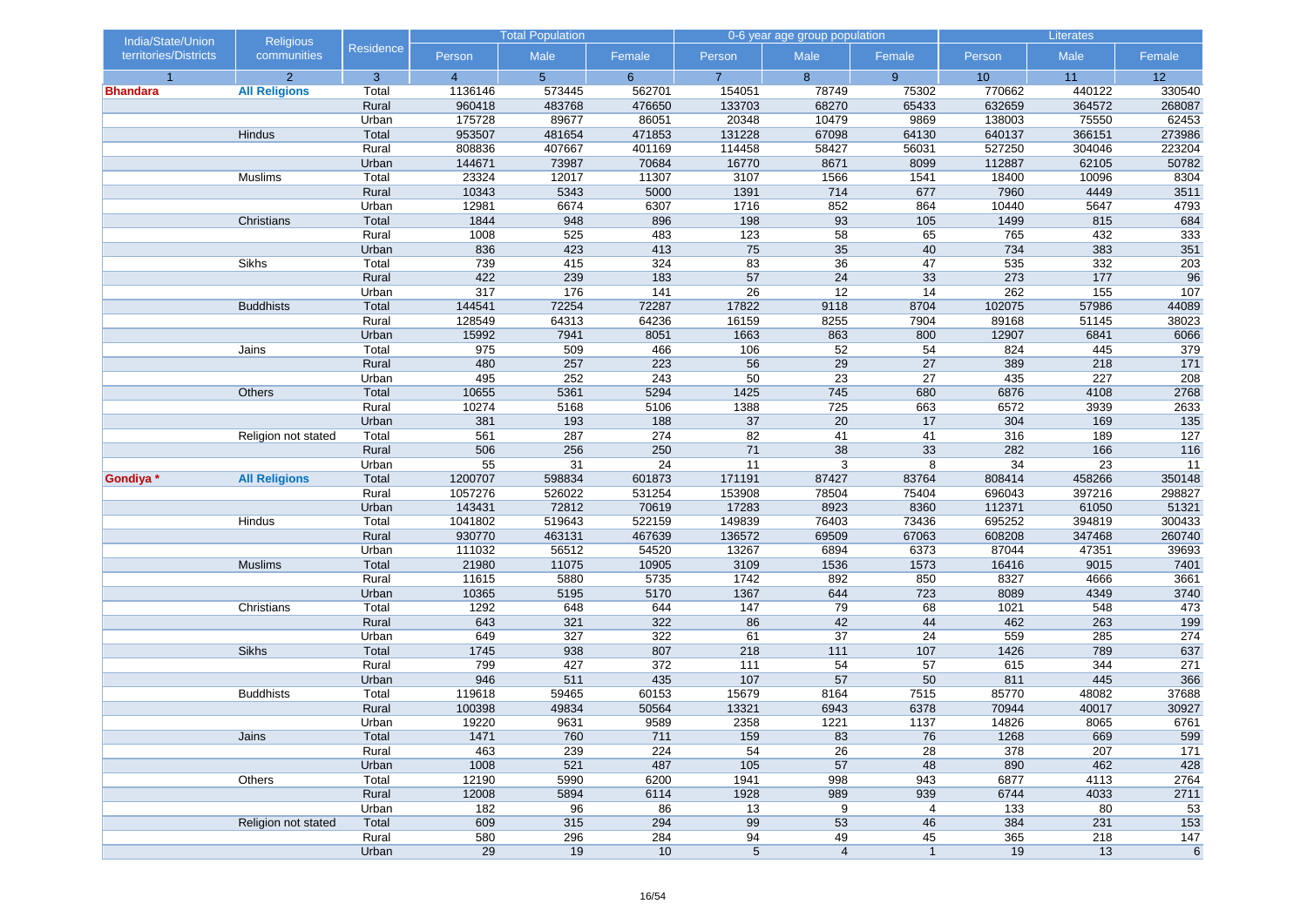| India/State/Union territories/Districts | Religious communities | Residence | Total Population | | | 0-6 year age group population | | | Literates | | |
|---|---|---|---|---|---|---|---|---|---|---|---|
| | | | Person | Male | Female | Person | Male | Female | Person | Male | Female |
| 1 | 2 | 3 | 4 | 5 | 6 | 7 | 8 | 9 | 10 | 11 | 12 |
| **Bhandara** | **All Religions** | Total | 1136146 | 573445 | 562701 | 154051 | 78749 | 75302 | 770662 | 440122 | 330540 |
| | | Rural | 960418 | 483768 | 476650 | 133703 | 68270 | 65433 | 632659 | 364572 | 268087 |
| | | Urban | 175728 | 89677 | 86051 | 20348 | 10479 | 9869 | 138003 | 75550 | 62453 |
| | Hindus | Total | 953507 | 481654 | 471853 | 131228 | 67098 | 64130 | 640137 | 366151 | 273986 |
| | | Rural | 808836 | 407667 | 401169 | 114458 | 58427 | 56031 | 527250 | 304046 | 223204 |
| | | Urban | 144671 | 73987 | 70684 | 16770 | 8671 | 8099 | 112887 | 62105 | 50782 |
| | Muslims | Total | 23324 | 12017 | 11307 | 3107 | 1566 | 1541 | 18400 | 10096 | 8304 |
| | | Rural | 10343 | 5343 | 5000 | 1391 | 714 | 677 | 7960 | 4449 | 3511 |
| | | Urban | 12981 | 6674 | 6307 | 1716 | 852 | 864 | 10440 | 5647 | 4793 |
| | Christians | Total | 1844 | 948 | 896 | 198 | 93 | 105 | 1499 | 815 | 684 |
| | | Rural | 1008 | 525 | 483 | 123 | 58 | 65 | 765 | 432 | 333 |
| | | Urban | 836 | 423 | 413 | 75 | 35 | 40 | 734 | 383 | 351 |
| | Sikhs | Total | 739 | 415 | 324 | 83 | 36 | 47 | 535 | 332 | 203 |
| | | Rural | 422 | 239 | 183 | 57 | 24 | 33 | 273 | 177 | 96 |
| | | Urban | 317 | 176 | 141 | 26 | 12 | 14 | 262 | 155 | 107 |
| | Buddhists | Total | 144541 | 72254 | 72287 | 17822 | 9118 | 8704 | 102075 | 57986 | 44089 |
| | | Rural | 128549 | 64313 | 64236 | 16159 | 8255 | 7904 | 89168 | 51145 | 38023 |
| | | Urban | 15992 | 7941 | 8051 | 1663 | 863 | 800 | 12907 | 6841 | 6066 |
| | Jains | Total | 975 | 509 | 466 | 106 | 52 | 54 | 824 | 445 | 379 |
| | | Rural | 480 | 257 | 223 | 56 | 29 | 27 | 389 | 218 | 171 |
| | | Urban | 495 | 252 | 243 | 50 | 23 | 27 | 435 | 227 | 208 |
| | Others | Total | 10655 | 5361 | 5294 | 1425 | 745 | 680 | 6876 | 4108 | 2768 |
| | | Rural | 10274 | 5168 | 5106 | 1388 | 725 | 663 | 6572 | 3939 | 2633 |
| | | Urban | 381 | 193 | 188 | 37 | 20 | 17 | 304 | 169 | 135 |
| | Religion not stated | Total | 561 | 287 | 274 | 82 | 41 | 41 | 316 | 189 | 127 |
| | | Rural | 506 | 256 | 250 | 71 | 38 | 33 | 282 | 166 | 116 |
| | | Urban | 55 | 31 | 24 | 11 | 3 | 8 | 34 | 23 | 11 |
| **Gondiya *** | **All Religions** | Total | 1200707 | 598834 | 601873 | 171191 | 87427 | 83764 | 808414 | 458266 | 350148 |
| | | Rural | 1057276 | 526022 | 531254 | 153908 | 78504 | 75404 | 696043 | 397216 | 298827 |
| | | Urban | 143431 | 72812 | 70619 | 17283 | 8923 | 8360 | 112371 | 61050 | 51321 |
| | Hindus | Total | 1041802 | 519643 | 522159 | 149839 | 76403 | 73436 | 695252 | 394819 | 300433 |
| | | Rural | 930770 | 463131 | 467639 | 136572 | 69509 | 67063 | 608208 | 347468 | 260740 |
| | | Urban | 111032 | 56512 | 54520 | 13267 | 6894 | 6373 | 87044 | 47351 | 39693 |
| | Muslims | Total | 21980 | 11075 | 10905 | 3109 | 1536 | 1573 | 16416 | 9015 | 7401 |
| | | Rural | 11615 | 5880 | 5735 | 1742 | 892 | 850 | 8327 | 4666 | 3661 |
| | | Urban | 10365 | 5195 | 5170 | 1367 | 644 | 723 | 8089 | 4349 | 3740 |
| | Christians | Total | 1292 | 648 | 644 | 147 | 79 | 68 | 1021 | 548 | 473 |
| | | Rural | 643 | 321 | 322 | 86 | 42 | 44 | 462 | 263 | 199 |
| | | Urban | 649 | 327 | 322 | 61 | 37 | 24 | 559 | 285 | 274 |
| | Sikhs | Total | 1745 | 938 | 807 | 218 | 111 | 107 | 1426 | 789 | 637 |
| | | Rural | 799 | 427 | 372 | 111 | 54 | 57 | 615 | 344 | 271 |
| | | Urban | 946 | 511 | 435 | 107 | 57 | 50 | 811 | 445 | 366 |
| | Buddhists | Total | 119618 | 59465 | 60153 | 15679 | 8164 | 7515 | 85770 | 48082 | 37688 |
| | | Rural | 100398 | 49834 | 50564 | 13321 | 6943 | 6378 | 70944 | 40017 | 30927 |
| | | Urban | 19220 | 9631 | 9589 | 2358 | 1221 | 1137 | 14826 | 8065 | 6761 |
| | Jains | Total | 1471 | 760 | 711 | 159 | 83 | 76 | 1268 | 669 | 599 |
| | | Rural | 463 | 239 | 224 | 54 | 26 | 28 | 378 | 207 | 171 |
| | | Urban | 1008 | 521 | 487 | 105 | 57 | 48 | 890 | 462 | 428 |
| | Others | Total | 12190 | 5990 | 6200 | 1941 | 998 | 943 | 6877 | 4113 | 2764 |
| | | Rural | 12008 | 5894 | 6114 | 1928 | 989 | 939 | 6744 | 4033 | 2711 |
| | | Urban | 182 | 96 | 86 | 13 | 9 | 4 | 133 | 80 | 53 |
| | Religion not stated | Total | 609 | 315 | 294 | 99 | 53 | 46 | 384 | 231 | 153 |
| | | Rural | 580 | 296 | 284 | 94 | 49 | 45 | 365 | 218 | 147 |
| | | Urban | 29 | 19 | 10 | 5 | 4 | 1 | 19 | 13 | 6 |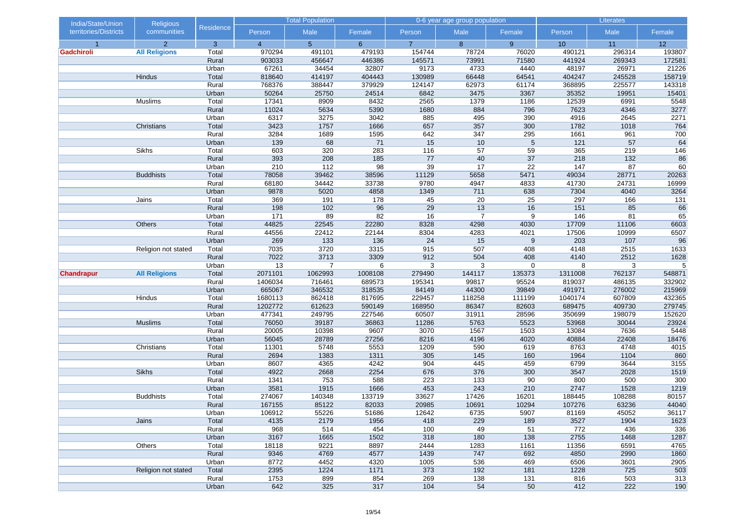| India/State/Union territories/Districts | Religious communities | Residence | Total Population | | | 0-6 year age group population | | | Literates | | |
|---|---|---|---|---|---|---|---|---|---|---|---|
| | | | Person | Male | Female | Person | Male | Female | Person | Male | Female |
| 1 | 2 | 3 | 4 | 5 | 6 | 7 | 8 | 9 | 10 | 11 | 12 |
| **Gadchiroli** | **All Religions** | Total | 970294 | 491101 | 479193 | 154744 | 78724 | 76020 | 490121 | 296314 | 193807 |
| | | Rural | 903033 | 456647 | 446386 | 145571 | 73991 | 71580 | 441924 | 269343 | 172581 |
| | | Urban | 67261 | 34454 | 32807 | 9173 | 4733 | 4440 | 48197 | 26971 | 21226 |
| | Hindus | Total | 818640 | 414197 | 404443 | 130989 | 66448 | 64541 | 404247 | 245528 | 158719 |
| | | Rural | 768376 | 388447 | 379929 | 124147 | 62973 | 61174 | 368895 | 225577 | 143318 |
| | | Urban | 50264 | 25750 | 24514 | 6842 | 3475 | 3367 | 35352 | 19951 | 15401 |
| | Muslims | Total | 17341 | 8909 | 8432 | 2565 | 1379 | 1186 | 12539 | 6991 | 5548 |
| | | Rural | 11024 | 5634 | 5390 | 1680 | 884 | 796 | 7623 | 4346 | 3277 |
| | | Urban | 6317 | 3275 | 3042 | 885 | 495 | 390 | 4916 | 2645 | 2271 |
| | Christians | Total | 3423 | 1757 | 1666 | 657 | 357 | 300 | 1782 | 1018 | 764 |
| | | Rural | 3284 | 1689 | 1595 | 642 | 347 | 295 | 1661 | 961 | 700 |
| | | Urban | 139 | 68 | 71 | 15 | 10 | 5 | 121 | 57 | 64 |
| | Sikhs | Total | 603 | 320 | 283 | 116 | 57 | 59 | 365 | 219 | 146 |
| | | Rural | 393 | 208 | 185 | 77 | 40 | 37 | 218 | 132 | 86 |
| | | Urban | 210 | 112 | 98 | 39 | 17 | 22 | 147 | 87 | 60 |
| | Buddhists | Total | 78058 | 39462 | 38596 | 11129 | 5658 | 5471 | 49034 | 28771 | 20263 |
| | | Rural | 68180 | 34442 | 33738 | 9780 | 4947 | 4833 | 41730 | 24731 | 16999 |
| | | Urban | 9878 | 5020 | 4858 | 1349 | 711 | 638 | 7304 | 4040 | 3264 |
| | Jains | Total | 369 | 191 | 178 | 45 | 20 | 25 | 297 | 166 | 131 |
| | | Rural | 198 | 102 | 96 | 29 | 13 | 16 | 151 | 85 | 66 |
| | | Urban | 171 | 89 | 82 | 16 | 7 | 9 | 146 | 81 | 65 |
| | Others | Total | 44825 | 22545 | 22280 | 8328 | 4298 | 4030 | 17709 | 11106 | 6603 |
| | | Rural | 44556 | 22412 | 22144 | 8304 | 4283 | 4021 | 17506 | 10999 | 6507 |
| | | Urban | 269 | 133 | 136 | 24 | 15 | 9 | 203 | 107 | 96 |
| | Religion not stated | Total | 7035 | 3720 | 3315 | 915 | 507 | 408 | 4148 | 2515 | 1633 |
| | | Rural | 7022 | 3713 | 3309 | 912 | 504 | 408 | 4140 | 2512 | 1628 |
| | | Urban | 13 | 7 | 6 | 3 | 3 | 0 | 8 | 3 | 5 |
| **Chandrapur** | **All Religions** | Total | 2071101 | 1062993 | 1008108 | 279490 | 144117 | 135373 | 1311008 | 762137 | 548871 |
| | | Rural | 1406034 | 716461 | 689573 | 195341 | 99817 | 95524 | 819037 | 486135 | 332902 |
| | | Urban | 665067 | 346532 | 318535 | 84149 | 44300 | 39849 | 491971 | 276002 | 215969 |
| | Hindus | Total | 1680113 | 862418 | 817695 | 229457 | 118258 | 111199 | 1040174 | 607809 | 432365 |
| | | Rural | 1202772 | 612623 | 590149 | 168950 | 86347 | 82603 | 689475 | 409730 | 279745 |
| | | Urban | 477341 | 249795 | 227546 | 60507 | 31911 | 28596 | 350699 | 198079 | 152620 |
| | Muslims | Total | 76050 | 39187 | 36863 | 11286 | 5763 | 5523 | 53968 | 30044 | 23924 |
| | | Rural | 20005 | 10398 | 9607 | 3070 | 1567 | 1503 | 13084 | 7636 | 5448 |
| | | Urban | 56045 | 28789 | 27256 | 8216 | 4196 | 4020 | 40884 | 22408 | 18476 |
| | Christians | Total | 11301 | 5748 | 5553 | 1209 | 590 | 619 | 8763 | 4748 | 4015 |
| | | Rural | 2694 | 1383 | 1311 | 305 | 145 | 160 | 1964 | 1104 | 860 |
| | | Urban | 8607 | 4365 | 4242 | 904 | 445 | 459 | 6799 | 3644 | 3155 |
| | Sikhs | Total | 4922 | 2668 | 2254 | 676 | 376 | 300 | 3547 | 2028 | 1519 |
| | | Rural | 1341 | 753 | 588 | 223 | 133 | 90 | 800 | 500 | 300 |
| | | Urban | 3581 | 1915 | 1666 | 453 | 243 | 210 | 2747 | 1528 | 1219 |
| | Buddhists | Total | 274067 | 140348 | 133719 | 33627 | 17426 | 16201 | 188445 | 108288 | 80157 |
| | | Rural | 167155 | 85122 | 82033 | 20985 | 10691 | 10294 | 107276 | 63236 | 44040 |
| | | Urban | 106912 | 55226 | 51686 | 12642 | 6735 | 5907 | 81169 | 45052 | 36117 |
| | Jains | Total | 4135 | 2179 | 1956 | 418 | 229 | 189 | 3527 | 1904 | 1623 |
| | | Rural | 968 | 514 | 454 | 100 | 49 | 51 | 772 | 436 | 336 |
| | | Urban | 3167 | 1665 | 1502 | 318 | 180 | 138 | 2755 | 1468 | 1287 |
| | Others | Total | 18118 | 9221 | 8897 | 2444 | 1283 | 1161 | 11356 | 6591 | 4765 |
| | | Rural | 9346 | 4769 | 4577 | 1439 | 747 | 692 | 4850 | 2990 | 1860 |
| | | Urban | 8772 | 4452 | 4320 | 1005 | 536 | 469 | 6506 | 3601 | 2905 |
| | Religion not stated | Total | 2395 | 1224 | 1171 | 373 | 192 | 181 | 1228 | 725 | 503 |
| | | Rural | 1753 | 899 | 854 | 269 | 138 | 131 | 816 | 503 | 313 |
| | | Urban | 642 | 325 | 317 | 104 | 54 | 50 | 412 | 222 | 190 |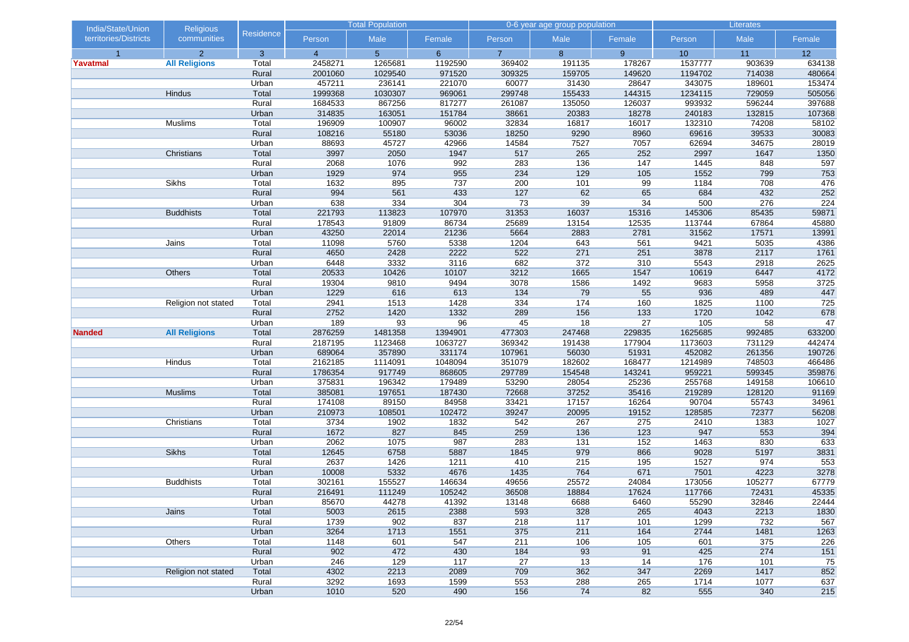| India/State/Union territories/Districts | Religious communities | Residence | Total Population | | | 0-6 year age group population | | | Literates | | |
|---|---|---|---|---|---|---|---|---|---|---|---|
| | | | Person | Male | Female | Person | Male | Female | Person | Male | Female |
| 1 | 2 | 3 | 4 | 5 | 6 | 7 | 8 | 9 | 10 | 11 | 12 |
| **Yavatmal** | **All Religions** | Total | 2458271 | 1265681 | 1192590 | 369402 | 191135 | 178267 | 1537777 | 903639 | 634138 |
| | | Rural | 2001060 | 1029540 | 971520 | 309325 | 159705 | 149620 | 1194702 | 714038 | 480664 |
| | | Urban | 457211 | 236141 | 221070 | 60077 | 31430 | 28647 | 343075 | 189601 | 153474 |
| | Hindus | Total | 1999368 | 1030307 | 969061 | 299748 | 155433 | 144315 | 1234115 | 729059 | 505056 |
| | | Rural | 1684533 | 867256 | 817277 | 261087 | 135050 | 126037 | 993932 | 596244 | 397688 |
| | | Urban | 314835 | 163051 | 151784 | 38661 | 20383 | 18278 | 240183 | 132815 | 107368 |
| | Muslims | Total | 196909 | 100907 | 96002 | 32834 | 16817 | 16017 | 132310 | 74208 | 58102 |
| | | Rural | 108216 | 55180 | 53036 | 18250 | 9290 | 8960 | 69616 | 39533 | 30083 |
| | | Urban | 88693 | 45727 | 42966 | 14584 | 7527 | 7057 | 62694 | 34675 | 28019 |
| | Christians | Total | 3997 | 2050 | 1947 | 517 | 265 | 252 | 2997 | 1647 | 1350 |
| | | Rural | 2068 | 1076 | 992 | 283 | 136 | 147 | 1445 | 848 | 597 |
| | | Urban | 1929 | 974 | 955 | 234 | 129 | 105 | 1552 | 799 | 753 |
| | Sikhs | Total | 1632 | 895 | 737 | 200 | 101 | 99 | 1184 | 708 | 476 |
| | | Rural | 994 | 561 | 433 | 127 | 62 | 65 | 684 | 432 | 252 |
| | | Urban | 638 | 334 | 304 | 73 | 39 | 34 | 500 | 276 | 224 |
| | Buddhists | Total | 221793 | 113823 | 107970 | 31353 | 16037 | 15316 | 145306 | 85435 | 59871 |
| | | Rural | 178543 | 91809 | 86734 | 25689 | 13154 | 12535 | 113744 | 67864 | 45880 |
| | | Urban | 43250 | 22014 | 21236 | 5664 | 2883 | 2781 | 31562 | 17571 | 13991 |
| | Jains | Total | 11098 | 5760 | 5338 | 1204 | 643 | 561 | 9421 | 5035 | 4386 |
| | | Rural | 4650 | 2428 | 2222 | 522 | 271 | 251 | 3878 | 2117 | 1761 |
| | | Urban | 6448 | 3332 | 3116 | 682 | 372 | 310 | 5543 | 2918 | 2625 |
| | Others | Total | 20533 | 10426 | 10107 | 3212 | 1665 | 1547 | 10619 | 6447 | 4172 |
| | | Rural | 19304 | 9810 | 9494 | 3078 | 1586 | 1492 | 9683 | 5958 | 3725 |
| | | Urban | 1229 | 616 | 613 | 134 | 79 | 55 | 936 | 489 | 447 |
| | Religion not stated | Total | 2941 | 1513 | 1428 | 334 | 174 | 160 | 1825 | 1100 | 725 |
| | | Rural | 2752 | 1420 | 1332 | 289 | 156 | 133 | 1720 | 1042 | 678 |
| | | Urban | 189 | 93 | 96 | 45 | 18 | 27 | 105 | 58 | 47 |
| **Nanded** | **All Religions** | Total | 2876259 | 1481358 | 1394901 | 477303 | 247468 | 229835 | 1625685 | 992485 | 633200 |
| | | Rural | 2187195 | 1123468 | 1063727 | 369342 | 191438 | 177904 | 1173603 | 731129 | 442474 |
| | | Urban | 689064 | 357890 | 331174 | 107961 | 56030 | 51931 | 452082 | 261356 | 190726 |
| | Hindus | Total | 2162185 | 1114091 | 1048094 | 351079 | 182602 | 168477 | 1214989 | 748503 | 466486 |
| | | Rural | 1786354 | 917749 | 868605 | 297789 | 154548 | 143241 | 959221 | 599345 | 359876 |
| | | Urban | 375831 | 196342 | 179489 | 53290 | 28054 | 25236 | 255768 | 149158 | 106610 |
| | Muslims | Total | 385081 | 197651 | 187430 | 72668 | 37252 | 35416 | 219289 | 128120 | 91169 |
| | | Rural | 174108 | 89150 | 84958 | 33421 | 17157 | 16264 | 90704 | 55743 | 34961 |
| | | Urban | 210973 | 108501 | 102472 | 39247 | 20095 | 19152 | 128585 | 72377 | 56208 |
| | Christians | Total | 3734 | 1902 | 1832 | 542 | 267 | 275 | 2410 | 1383 | 1027 |
| | | Rural | 1672 | 827 | 845 | 259 | 136 | 123 | 947 | 553 | 394 |
| | | Urban | 2062 | 1075 | 987 | 283 | 131 | 152 | 1463 | 830 | 633 |
| | Sikhs | Total | 12645 | 6758 | 5887 | 1845 | 979 | 866 | 9028 | 5197 | 3831 |
| | | Rural | 2637 | 1426 | 1211 | 410 | 215 | 195 | 1527 | 974 | 553 |
| | | Urban | 10008 | 5332 | 4676 | 1435 | 764 | 671 | 7501 | 4223 | 3278 |
| | Buddhists | Total | 302161 | 155527 | 146634 | 49656 | 25572 | 24084 | 173056 | 105277 | 67779 |
| | | Rural | 216491 | 111249 | 105242 | 36508 | 18884 | 17624 | 117766 | 72431 | 45335 |
| | | Urban | 85670 | 44278 | 41392 | 13148 | 6688 | 6460 | 55290 | 32846 | 22444 |
| | Jains | Total | 5003 | 2615 | 2388 | 593 | 328 | 265 | 4043 | 2213 | 1830 |
| | | Rural | 1739 | 902 | 837 | 218 | 117 | 101 | 1299 | 732 | 567 |
| | | Urban | 3264 | 1713 | 1551 | 375 | 211 | 164 | 2744 | 1481 | 1263 |
| | Others | Total | 1148 | 601 | 547 | 211 | 106 | 105 | 601 | 375 | 226 |
| | | Rural | 902 | 472 | 430 | 184 | 93 | 91 | 425 | 274 | 151 |
| | | Urban | 246 | 129 | 117 | 27 | 13 | 14 | 176 | 101 | 75 |
| | Religion not stated | Total | 4302 | 2213 | 2089 | 709 | 362 | 347 | 2269 | 1417 | 852 |
| | | Rural | 3292 | 1693 | 1599 | 553 | 288 | 265 | 1714 | 1077 | 637 |
| | | Urban | 1010 | 520 | 490 | 156 | 74 | 82 | 555 | 340 | 215 |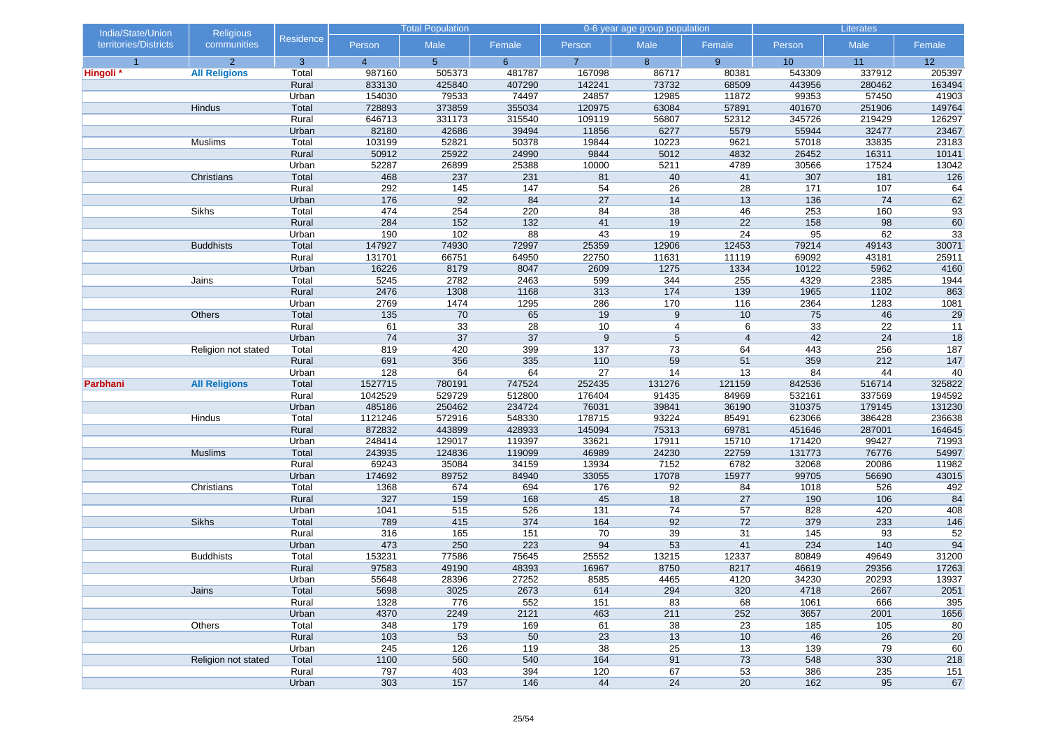| India/State/Union territories/Districts | Religious communities | Residence | Total Population | | | 0-6 year age group population | | | Literates | | |
|---|---|---|---|---|---|---|---|---|---|---|---|
| | | | Person | Male | Female | Person | Male | Female | Person | Male | Female |
| 1 | 2 | 3 | 4 | 5 | 6 | 7 | 8 | 9 | 10 | 11 | 12 |
| **Hingoli *** | **All Religions** | Total | 987160 | 505373 | 481787 | 167098 | 86717 | 80381 | 543309 | 337912 | 205397 |
| | | Rural | 833130 | 425840 | 407290 | 142241 | 73732 | 68509 | 443956 | 280462 | 163494 |
| | | Urban | 154030 | 79533 | 74497 | 24857 | 12985 | 11872 | 99353 | 57450 | 41903 |
| | Hindus | Total | 728893 | 373859 | 355034 | 120975 | 63084 | 57891 | 401670 | 251906 | 149764 |
| | | Rural | 646713 | 331173 | 315540 | 109119 | 56807 | 52312 | 345726 | 219429 | 126297 |
| | | Urban | 82180 | 42686 | 39494 | 11856 | 6277 | 5579 | 55944 | 32477 | 23467 |
| | Muslims | Total | 103199 | 52821 | 50378 | 19844 | 10223 | 9621 | 57018 | 33835 | 23183 |
| | | Rural | 50912 | 25922 | 24990 | 9844 | 5012 | 4832 | 26452 | 16311 | 10141 |
| | | Urban | 52287 | 26899 | 25388 | 10000 | 5211 | 4789 | 30566 | 17524 | 13042 |
| | Christians | Total | 468 | 237 | 231 | 81 | 40 | 41 | 307 | 181 | 126 |
| | | Rural | 292 | 145 | 147 | 54 | 26 | 28 | 171 | 107 | 64 |
| | | Urban | 176 | 92 | 84 | 27 | 14 | 13 | 136 | 74 | 62 |
| | Sikhs | Total | 474 | 254 | 220 | 84 | 38 | 46 | 253 | 160 | 93 |
| | | Rural | 284 | 152 | 132 | 41 | 19 | 22 | 158 | 98 | 60 |
| | | Urban | 190 | 102 | 88 | 43 | 19 | 24 | 95 | 62 | 33 |
| | Buddhists | Total | 147927 | 74930 | 72997 | 25359 | 12906 | 12453 | 79214 | 49143 | 30071 |
| | | Rural | 131701 | 66751 | 64950 | 22750 | 11631 | 11119 | 69092 | 43181 | 25911 |
| | | Urban | 16226 | 8179 | 8047 | 2609 | 1275 | 1334 | 10122 | 5962 | 4160 |
| | Jains | Total | 5245 | 2782 | 2463 | 599 | 344 | 255 | 4329 | 2385 | 1944 |
| | | Rural | 2476 | 1308 | 1168 | 313 | 174 | 139 | 1965 | 1102 | 863 |
| | | Urban | 2769 | 1474 | 1295 | 286 | 170 | 116 | 2364 | 1283 | 1081 |
| | Others | Total | 135 | 70 | 65 | 19 | 9 | 10 | 75 | 46 | 29 |
| | | Rural | 61 | 33 | 28 | 10 | 4 | 6 | 33 | 22 | 11 |
| | | Urban | 74 | 37 | 37 | 9 | 5 | 4 | 42 | 24 | 18 |
| | Religion not stated | Total | 819 | 420 | 399 | 137 | 73 | 64 | 443 | 256 | 187 |
| | | Rural | 691 | 356 | 335 | 110 | 59 | 51 | 359 | 212 | 147 |
| | | Urban | 128 | 64 | 64 | 27 | 14 | 13 | 84 | 44 | 40 |
| **Parbhani** | **All Religions** | Total | 1527715 | 780191 | 747524 | 252435 | 131276 | 121159 | 842536 | 516714 | 325822 |
| | | Rural | 1042529 | 529729 | 512800 | 176404 | 91435 | 84969 | 532161 | 337569 | 194592 |
| | | Urban | 485186 | 250462 | 234724 | 76031 | 39841 | 36190 | 310375 | 179145 | 131230 |
| | Hindus | Total | 1121246 | 572916 | 548330 | 178715 | 93224 | 85491 | 623066 | 386428 | 236638 |
| | | Rural | 872832 | 443899 | 428933 | 145094 | 75313 | 69781 | 451646 | 287001 | 164645 |
| | | Urban | 248414 | 129017 | 119397 | 33621 | 17911 | 15710 | 171420 | 99427 | 71993 |
| | Muslims | Total | 243935 | 124836 | 119099 | 46989 | 24230 | 22759 | 131773 | 76776 | 54997 |
| | | Rural | 69243 | 35084 | 34159 | 13934 | 7152 | 6782 | 32068 | 20086 | 11982 |
| | | Urban | 174692 | 89752 | 84940 | 33055 | 17078 | 15977 | 99705 | 56690 | 43015 |
| | Christians | Total | 1368 | 674 | 694 | 176 | 92 | 84 | 1018 | 526 | 492 |
| | | Rural | 327 | 159 | 168 | 45 | 18 | 27 | 190 | 106 | 84 |
| | | Urban | 1041 | 515 | 526 | 131 | 74 | 57 | 828 | 420 | 408 |
| | Sikhs | Total | 789 | 415 | 374 | 164 | 92 | 72 | 379 | 233 | 146 |
| | | Rural | 316 | 165 | 151 | 70 | 39 | 31 | 145 | 93 | 52 |
| | | Urban | 473 | 250 | 223 | 94 | 53 | 41 | 234 | 140 | 94 |
| | Buddhists | Total | 153231 | 77586 | 75645 | 25552 | 13215 | 12337 | 80849 | 49649 | 31200 |
| | | Rural | 97583 | 49190 | 48393 | 16967 | 8750 | 8217 | 46619 | 29356 | 17263 |
| | | Urban | 55648 | 28396 | 27252 | 8585 | 4465 | 4120 | 34230 | 20293 | 13937 |
| | Jains | Total | 5698 | 3025 | 2673 | 614 | 294 | 320 | 4718 | 2667 | 2051 |
| | | Rural | 1328 | 776 | 552 | 151 | 83 | 68 | 1061 | 666 | 395 |
| | | Urban | 4370 | 2249 | 2121 | 463 | 211 | 252 | 3657 | 2001 | 1656 |
| | Others | Total | 348 | 179 | 169 | 61 | 38 | 23 | 185 | 105 | 80 |
| | | Rural | 103 | 53 | 50 | 23 | 13 | 10 | 46 | 26 | 20 |
| | | Urban | 245 | 126 | 119 | 38 | 25 | 13 | 139 | 79 | 60 |
| | Religion not stated | Total | 1100 | 560 | 540 | 164 | 91 | 73 | 548 | 330 | 218 |
| | | Rural | 797 | 403 | 394 | 120 | 67 | 53 | 386 | 235 | 151 |
| | | Urban | 303 | 157 | 146 | 44 | 24 | 20 | 162 | 95 | 67 |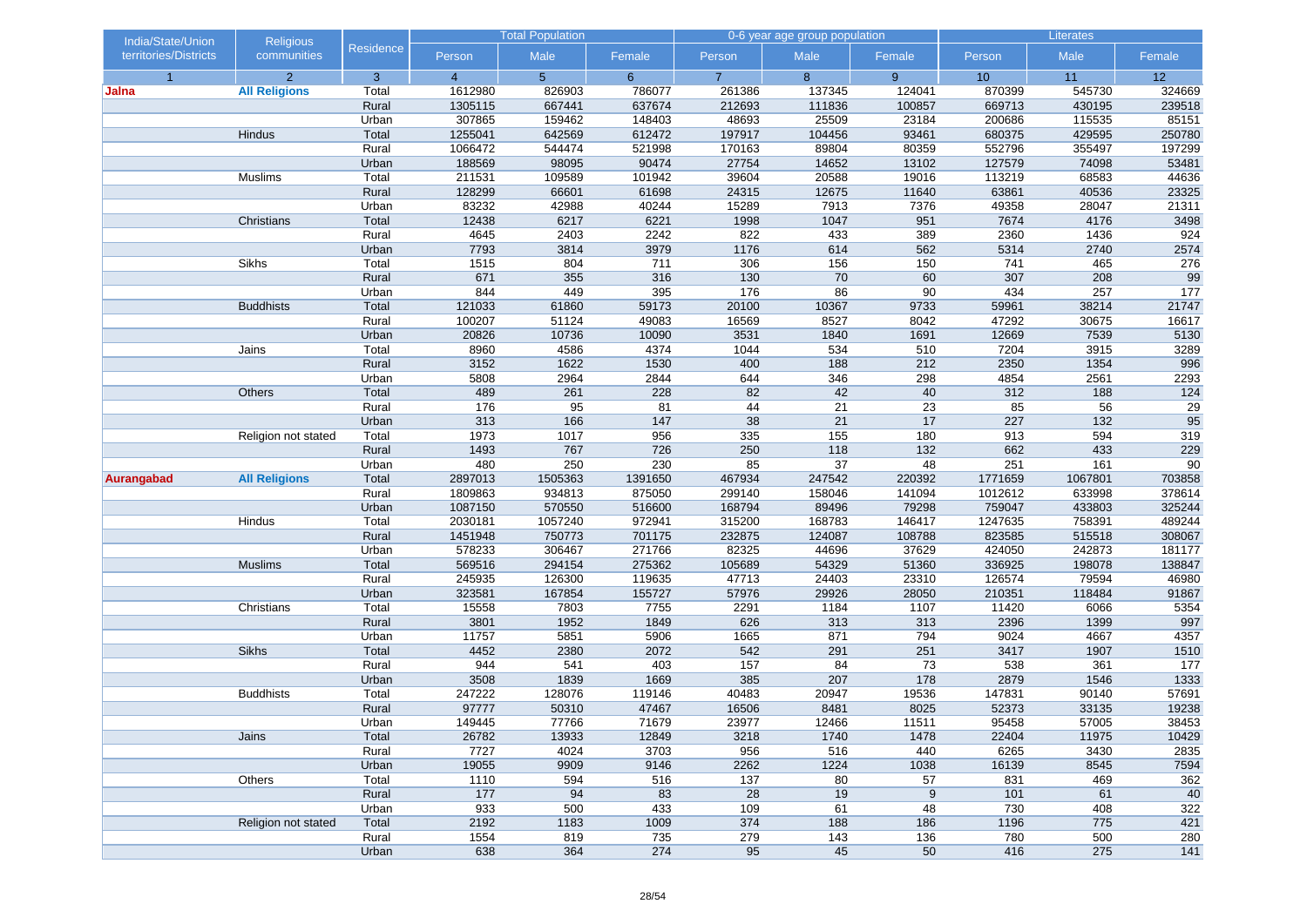| India/State/Union territories/Districts | Religious communities | Residence | Total Population | | | 0-6 year age group population | | | Literates | | |
|---|---|---|---|---|---|---|---|---|---|---|---|
| | | | Person | Male | Female | Person | Male | Female | Person | Male | Female |
| 1 | 2 | 3 | 4 | 5 | 6 | 7 | 8 | 9 | 10 | 11 | 12 |
| **Jalna** | **All Religions** | Total | 1612980 | 826903 | 786077 | 261386 | 137345 | 124041 | 870399 | 545730 | 324669 |
| | | Rural | 1305115 | 667441 | 637674 | 212693 | 111836 | 100857 | 669713 | 430195 | 239518 |
| | | Urban | 307865 | 159462 | 148403 | 48693 | 25509 | 23184 | 200686 | 115535 | 85151 |
| | Hindus | Total | 1255041 | 642569 | 612472 | 197917 | 104456 | 93461 | 680375 | 429595 | 250780 |
| | | Rural | 1066472 | 544474 | 521998 | 170163 | 89804 | 80359 | 552796 | 355497 | 197299 |
| | | Urban | 188569 | 98095 | 90474 | 27754 | 14652 | 13102 | 127579 | 74098 | 53481 |
| | Muslims | Total | 211531 | 109589 | 101942 | 39604 | 20588 | 19016 | 113219 | 68583 | 44636 |
| | | Rural | 128299 | 66601 | 61698 | 24315 | 12675 | 11640 | 63861 | 40536 | 23325 |
| | | Urban | 83232 | 42988 | 40244 | 15289 | 7913 | 7376 | 49358 | 28047 | 21311 |
| | Christians | Total | 12438 | 6217 | 6221 | 1998 | 1047 | 951 | 7674 | 4176 | 3498 |
| | | Rural | 4645 | 2403 | 2242 | 822 | 433 | 389 | 2360 | 1436 | 924 |
| | | Urban | 7793 | 3814 | 3979 | 1176 | 614 | 562 | 5314 | 2740 | 2574 |
| | Sikhs | Total | 1515 | 804 | 711 | 306 | 156 | 150 | 741 | 465 | 276 |
| | | Rural | 671 | 355 | 316 | 130 | 70 | 60 | 307 | 208 | 99 |
| | | Urban | 844 | 449 | 395 | 176 | 86 | 90 | 434 | 257 | 177 |
| | Buddhists | Total | 121033 | 61860 | 59173 | 20100 | 10367 | 9733 | 59961 | 38214 | 21747 |
| | | Rural | 100207 | 51124 | 49083 | 16569 | 8527 | 8042 | 47292 | 30675 | 16617 |
| | | Urban | 20826 | 10736 | 10090 | 3531 | 1840 | 1691 | 12669 | 7539 | 5130 |
| | Jains | Total | 8960 | 4586 | 4374 | 1044 | 534 | 510 | 7204 | 3915 | 3289 |
| | | Rural | 3152 | 1622 | 1530 | 400 | 188 | 212 | 2350 | 1354 | 996 |
| | | Urban | 5808 | 2964 | 2844 | 644 | 346 | 298 | 4854 | 2561 | 2293 |
| | Others | Total | 489 | 261 | 228 | 82 | 42 | 40 | 312 | 188 | 124 |
| | | Rural | 176 | 95 | 81 | 44 | 21 | 23 | 85 | 56 | 29 |
| | | Urban | 313 | 166 | 147 | 38 | 21 | 17 | 227 | 132 | 95 |
| | Religion not stated | Total | 1973 | 1017 | 956 | 335 | 155 | 180 | 913 | 594 | 319 |
| | | Rural | 1493 | 767 | 726 | 250 | 118 | 132 | 662 | 433 | 229 |
| | | Urban | 480 | 250 | 230 | 85 | 37 | 48 | 251 | 161 | 90 |
| **Aurangabad** | **All Religions** | Total | 2897013 | 1505363 | 1391650 | 467934 | 247542 | 220392 | 1771659 | 1067801 | 703858 |
| | | Rural | 1809863 | 934813 | 875050 | 299140 | 158046 | 141094 | 1012612 | 633998 | 378614 |
| | | Urban | 1087150 | 570550 | 516600 | 168794 | 89496 | 79298 | 759047 | 433803 | 325244 |
| | Hindus | Total | 2030181 | 1057240 | 972941 | 315200 | 168783 | 146417 | 1247635 | 758391 | 489244 |
| | | Rural | 1451948 | 750773 | 701175 | 232875 | 124087 | 108788 | 823585 | 515518 | 308067 |
| | | Urban | 578233 | 306467 | 271766 | 82325 | 44696 | 37629 | 424050 | 242873 | 181177 |
| | Muslims | Total | 569516 | 294154 | 275362 | 105689 | 54329 | 51360 | 336925 | 198078 | 138847 |
| | | Rural | 245935 | 126300 | 119635 | 47713 | 24403 | 23310 | 126574 | 79594 | 46980 |
| | | Urban | 323581 | 167854 | 155727 | 57976 | 29926 | 28050 | 210351 | 118484 | 91867 |
| | Christians | Total | 15558 | 7803 | 7755 | 2291 | 1184 | 1107 | 11420 | 6066 | 5354 |
| | | Rural | 3801 | 1952 | 1849 | 626 | 313 | 313 | 2396 | 1399 | 997 |
| | | Urban | 11757 | 5851 | 5906 | 1665 | 871 | 794 | 9024 | 4667 | 4357 |
| | Sikhs | Total | 4452 | 2380 | 2072 | 542 | 291 | 251 | 3417 | 1907 | 1510 |
| | | Rural | 944 | 541 | 403 | 157 | 84 | 73 | 538 | 361 | 177 |
| | | Urban | 3508 | 1839 | 1669 | 385 | 207 | 178 | 2879 | 1546 | 1333 |
| | Buddhists | Total | 247222 | 128076 | 119146 | 40483 | 20947 | 19536 | 147831 | 90140 | 57691 |
| | | Rural | 97777 | 50310 | 47467 | 16506 | 8481 | 8025 | 52373 | 33135 | 19238 |
| | | Urban | 149445 | 77766 | 71679 | 23977 | 12466 | 11511 | 95458 | 57005 | 38453 |
| | Jains | Total | 26782 | 13933 | 12849 | 3218 | 1740 | 1478 | 22404 | 11975 | 10429 |
| | | Rural | 7727 | 4024 | 3703 | 956 | 516 | 440 | 6265 | 3430 | 2835 |
| | | Urban | 19055 | 9909 | 9146 | 2262 | 1224 | 1038 | 16139 | 8545 | 7594 |
| | Others | Total | 1110 | 594 | 516 | 137 | 80 | 57 | 831 | 469 | 362 |
| | | Rural | 177 | 94 | 83 | 28 | 19 | 9 | 101 | 61 | 40 |
| | | Urban | 933 | 500 | 433 | 109 | 61 | 48 | 730 | 408 | 322 |
| | Religion not stated | Total | 2192 | 1183 | 1009 | 374 | 188 | 186 | 1196 | 775 | 421 |
| | | Rural | 1554 | 819 | 735 | 279 | 143 | 136 | 780 | 500 | 280 |
| | | Urban | 638 | 364 | 274 | 95 | 45 | 50 | 416 | 275 | 141 |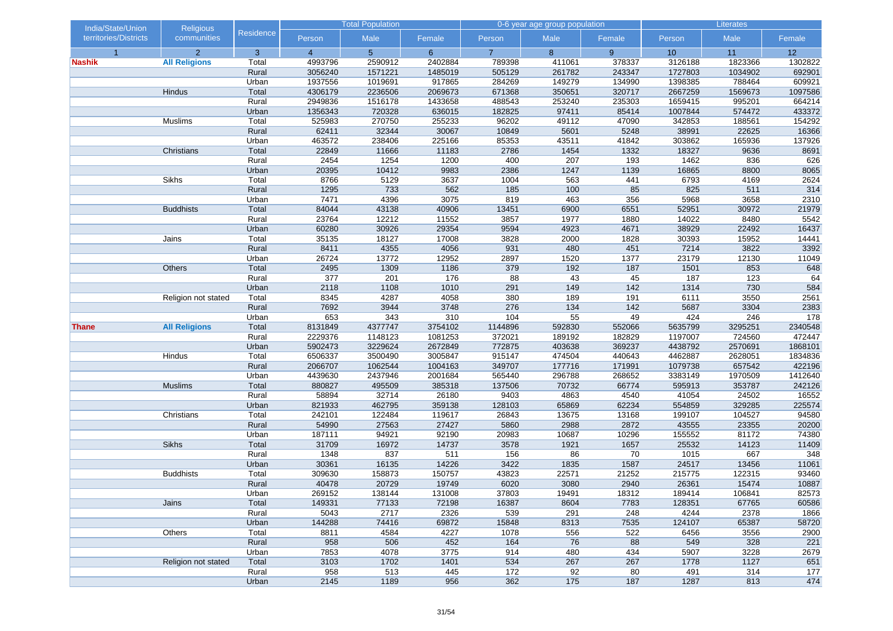| India/State/Union territories/Districts | Religious communities | Residence | Total Population | | | 0-6 year age group population | | | Literates | | |
|---|---|---|---|---|---|---|---|---|---|---|---|
| | | | Person | Male | Female | Person | Male | Female | Person | Male | Female |
| 1 | 2 | 3 | 4 | 5 | 6 | 7 | 8 | 9 | 10 | 11 | 12 |
| **Nashik** | **All Religions** | Total | 4993796 | 2590912 | 2402884 | 789398 | 411061 | 378337 | 3126188 | 1823366 | 1302822 |
| | | Rural | 3056240 | 1571221 | 1485019 | 505129 | 261782 | 243347 | 1727803 | 1034902 | 692901 |
| | | Urban | 1937556 | 1019691 | 917865 | 284269 | 149279 | 134990 | 1398385 | 788464 | 609921 |
| | Hindus | Total | 4306179 | 2236506 | 2069673 | 671368 | 350651 | 320717 | 2667259 | 1569673 | 1097586 |
| | | Rural | 2949836 | 1516178 | 1433658 | 488543 | 253240 | 235303 | 1659415 | 995201 | 664214 |
| | | Urban | 1356343 | 720328 | 636015 | 182825 | 97411 | 85414 | 1007844 | 574472 | 433372 |
| | Muslims | Total | 525983 | 270750 | 255233 | 96202 | 49112 | 47090 | 342853 | 188561 | 154292 |
| | | Rural | 62411 | 32344 | 30067 | 10849 | 5601 | 5248 | 38991 | 22625 | 16366 |
| | | Urban | 463572 | 238406 | 225166 | 85353 | 43511 | 41842 | 303862 | 165936 | 137926 |
| | Christians | Total | 22849 | 11666 | 11183 | 2786 | 1454 | 1332 | 18327 | 9636 | 8691 |
| | | Rural | 2454 | 1254 | 1200 | 400 | 207 | 193 | 1462 | 836 | 626 |
| | | Urban | 20395 | 10412 | 9983 | 2386 | 1247 | 1139 | 16865 | 8800 | 8065 |
| | Sikhs | Total | 8766 | 5129 | 3637 | 1004 | 563 | 441 | 6793 | 4169 | 2624 |
| | | Rural | 1295 | 733 | 562 | 185 | 100 | 85 | 825 | 511 | 314 |
| | | Urban | 7471 | 4396 | 3075 | 819 | 463 | 356 | 5968 | 3658 | 2310 |
| | Buddhists | Total | 84044 | 43138 | 40906 | 13451 | 6900 | 6551 | 52951 | 30972 | 21979 |
| | | Rural | 23764 | 12212 | 11552 | 3857 | 1977 | 1880 | 14022 | 8480 | 5542 |
| | | Urban | 60280 | 30926 | 29354 | 9594 | 4923 | 4671 | 38929 | 22492 | 16437 |
| | Jains | Total | 35135 | 18127 | 17008 | 3828 | 2000 | 1828 | 30393 | 15952 | 14441 |
| | | Rural | 8411 | 4355 | 4056 | 931 | 480 | 451 | 7214 | 3822 | 3392 |
| | | Urban | 26724 | 13772 | 12952 | 2897 | 1520 | 1377 | 23179 | 12130 | 11049 |
| | Others | Total | 2495 | 1309 | 1186 | 379 | 192 | 187 | 1501 | 853 | 648 |
| | | Rural | 377 | 201 | 176 | 88 | 43 | 45 | 187 | 123 | 64 |
| | | Urban | 2118 | 1108 | 1010 | 291 | 149 | 142 | 1314 | 730 | 584 |
| | Religion not stated | Total | 8345 | 4287 | 4058 | 380 | 189 | 191 | 6111 | 3550 | 2561 |
| | | Rural | 7692 | 3944 | 3748 | 276 | 134 | 142 | 5687 | 3304 | 2383 |
| | | Urban | 653 | 343 | 310 | 104 | 55 | 49 | 424 | 246 | 178 |
| **Thane** | **All Religions** | Total | 8131849 | 4377747 | 3754102 | 1144896 | 592830 | 552066 | 5635799 | 3295251 | 2340548 |
| | | Rural | 2229376 | 1148123 | 1081253 | 372021 | 189192 | 182829 | 1197007 | 724560 | 472447 |
| | | Urban | 5902473 | 3229624 | 2672849 | 772875 | 403638 | 369237 | 4438792 | 2570691 | 1868101 |
| | Hindus | Total | 6506337 | 3500490 | 3005847 | 915147 | 474504 | 440643 | 4462887 | 2628051 | 1834836 |
| | | Rural | 2066707 | 1062544 | 1004163 | 349707 | 177716 | 171991 | 1079738 | 657542 | 422196 |
| | | Urban | 4439630 | 2437946 | 2001684 | 565440 | 296788 | 268652 | 3383149 | 1970509 | 1412640 |
| | Muslims | Total | 880827 | 495509 | 385318 | 137506 | 70732 | 66774 | 595913 | 353787 | 242126 |
| | | Rural | 58894 | 32714 | 26180 | 9403 | 4863 | 4540 | 41054 | 24502 | 16552 |
| | | Urban | 821933 | 462795 | 359138 | 128103 | 65869 | 62234 | 554859 | 329285 | 225574 |
| | Christians | Total | 242101 | 122484 | 119617 | 26843 | 13675 | 13168 | 199107 | 104527 | 94580 |
| | | Rural | 54990 | 27563 | 27427 | 5860 | 2988 | 2872 | 43555 | 23355 | 20200 |
| | | Urban | 187111 | 94921 | 92190 | 20983 | 10687 | 10296 | 155552 | 81172 | 74380 |
| | Sikhs | Total | 31709 | 16972 | 14737 | 3578 | 1921 | 1657 | 25532 | 14123 | 11409 |
| | | Rural | 1348 | 837 | 511 | 156 | 86 | 70 | 1015 | 667 | 348 |
| | | Urban | 30361 | 16135 | 14226 | 3422 | 1835 | 1587 | 24517 | 13456 | 11061 |
| | Buddhists | Total | 309630 | 158873 | 150757 | 43823 | 22571 | 21252 | 215775 | 122315 | 93460 |
| | | Rural | 40478 | 20729 | 19749 | 6020 | 3080 | 2940 | 26361 | 15474 | 10887 |
| | | Urban | 269152 | 138144 | 131008 | 37803 | 19491 | 18312 | 189414 | 106841 | 82573 |
| | Jains | Total | 149331 | 77133 | 72198 | 16387 | 8604 | 7783 | 128351 | 67765 | 60586 |
| | | Rural | 5043 | 2717 | 2326 | 539 | 291 | 248 | 4244 | 2378 | 1866 |
| | | Urban | 144288 | 74416 | 69872 | 15848 | 8313 | 7535 | 124107 | 65387 | 58720 |
| | Others | Total | 8811 | 4584 | 4227 | 1078 | 556 | 522 | 6456 | 3556 | 2900 |
| | | Rural | 958 | 506 | 452 | 164 | 76 | 88 | 549 | 328 | 221 |
| | | Urban | 7853 | 4078 | 3775 | 914 | 480 | 434 | 5907 | 3228 | 2679 |
| | Religion not stated | Total | 3103 | 1702 | 1401 | 534 | 267 | 267 | 1778 | 1127 | 651 |
| | | Rural | 958 | 513 | 445 | 172 | 92 | 80 | 491 | 314 | 177 |
| | | Urban | 2145 | 1189 | 956 | 362 | 175 | 187 | 1287 | 813 | 474 |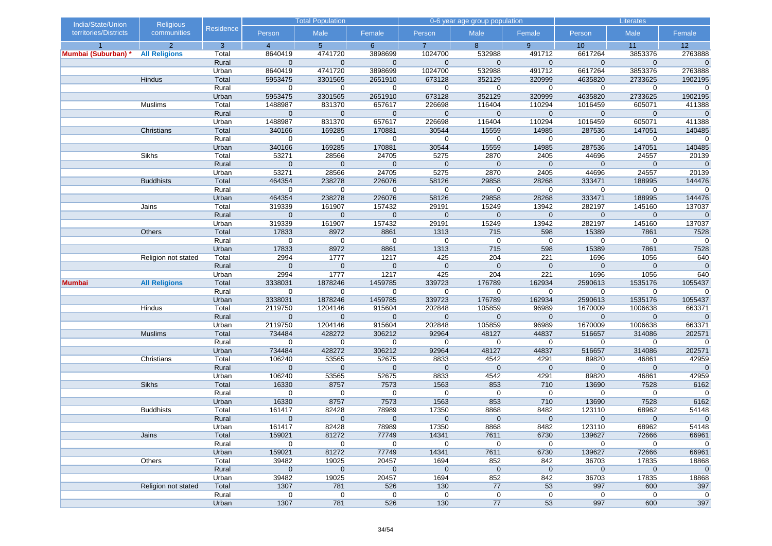| India/State/Union territories/Districts | Religious communities | Residence | Total Population | | | 0-6 year age group population | | | Literates | | |
|---|---|---|---|---|---|---|---|---|---|---|---|
| | | | Person | Male | Female | Person | Male | Female | Person | Male | Female |
| 1 | 2 | 3 | 4 | 5 | 6 | 7 | 8 | 9 | 10 | 11 | 12 |
| **Mumbai (Suburban) *** | **All Religions** | Total | 8640419 | 4741720 | 3898699 | 1024700 | 532988 | 491712 | 6617264 | 3853376 | 2763888 |
| | | Rural | 0 | 0 | 0 | 0 | 0 | 0 | 0 | 0 | 0 |
| | | Urban | 8640419 | 4741720 | 3898699 | 1024700 | 532988 | 491712 | 6617264 | 3853376 | 2763888 |
| | Hindus | Total | 5953475 | 3301565 | 2651910 | 673128 | 352129 | 320999 | 4635820 | 2733625 | 1902195 |
| | | Rural | 0 | 0 | 0 | 0 | 0 | 0 | 0 | 0 | 0 |
| | | Urban | 5953475 | 3301565 | 2651910 | 673128 | 352129 | 320999 | 4635820 | 2733625 | 1902195 |
| | Muslims | Total | 1488987 | 831370 | 657617 | 226698 | 116404 | 110294 | 1016459 | 605071 | 411388 |
| | | Rural | 0 | 0 | 0 | 0 | 0 | 0 | 0 | 0 | 0 |
| | | Urban | 1488987 | 831370 | 657617 | 226698 | 116404 | 110294 | 1016459 | 605071 | 411388 |
| | Christians | Total | 340166 | 169285 | 170881 | 30544 | 15559 | 14985 | 287536 | 147051 | 140485 |
| | | Rural | 0 | 0 | 0 | 0 | 0 | 0 | 0 | 0 | 0 |
| | | Urban | 340166 | 169285 | 170881 | 30544 | 15559 | 14985 | 287536 | 147051 | 140485 |
| | Sikhs | Total | 53271 | 28566 | 24705 | 5275 | 2870 | 2405 | 44696 | 24557 | 20139 |
| | | Rural | 0 | 0 | 0 | 0 | 0 | 0 | 0 | 0 | 0 |
| | | Urban | 53271 | 28566 | 24705 | 5275 | 2870 | 2405 | 44696 | 24557 | 20139 |
| | Buddhists | Total | 464354 | 238278 | 226076 | 58126 | 29858 | 28268 | 333471 | 188995 | 144476 |
| | | Rural | 0 | 0 | 0 | 0 | 0 | 0 | 0 | 0 | 0 |
| | | Urban | 464354 | 238278 | 226076 | 58126 | 29858 | 28268 | 333471 | 188995 | 144476 |
| | Jains | Total | 319339 | 161907 | 157432 | 29191 | 15249 | 13942 | 282197 | 145160 | 137037 |
| | | Rural | 0 | 0 | 0 | 0 | 0 | 0 | 0 | 0 | 0 |
| | | Urban | 319339 | 161907 | 157432 | 29191 | 15249 | 13942 | 282197 | 145160 | 137037 |
| | Others | Total | 17833 | 8972 | 8861 | 1313 | 715 | 598 | 15389 | 7861 | 7528 |
| | | Rural | 0 | 0 | 0 | 0 | 0 | 0 | 0 | 0 | 0 |
| | | Urban | 17833 | 8972 | 8861 | 1313 | 715 | 598 | 15389 | 7861 | 7528 |
| | Religion not stated | Total | 2994 | 1777 | 1217 | 425 | 204 | 221 | 1696 | 1056 | 640 |
| | | Rural | 0 | 0 | 0 | 0 | 0 | 0 | 0 | 0 | 0 |
| | | Urban | 2994 | 1777 | 1217 | 425 | 204 | 221 | 1696 | 1056 | 640 |
| **Mumbai** | **All Religions** | Total | 3338031 | 1878246 | 1459785 | 339723 | 176789 | 162934 | 2590613 | 1535176 | 1055437 |
| | | Rural | 0 | 0 | 0 | 0 | 0 | 0 | 0 | 0 | 0 |
| | | Urban | 3338031 | 1878246 | 1459785 | 339723 | 176789 | 162934 | 2590613 | 1535176 | 1055437 |
| | Hindus | Total | 2119750 | 1204146 | 915604 | 202848 | 105859 | 96989 | 1670009 | 1006638 | 663371 |
| | | Rural | 0 | 0 | 0 | 0 | 0 | 0 | 0 | 0 | 0 |
| | | Urban | 2119750 | 1204146 | 915604 | 202848 | 105859 | 96989 | 1670009 | 1006638 | 663371 |
| | Muslims | Total | 734484 | 428272 | 306212 | 92964 | 48127 | 44837 | 516657 | 314086 | 202571 |
| | | Rural | 0 | 0 | 0 | 0 | 0 | 0 | 0 | 0 | 0 |
| | | Urban | 734484 | 428272 | 306212 | 92964 | 48127 | 44837 | 516657 | 314086 | 202571 |
| | Christians | Total | 106240 | 53565 | 52675 | 8833 | 4542 | 4291 | 89820 | 46861 | 42959 |
| | | Rural | 0 | 0 | 0 | 0 | 0 | 0 | 0 | 0 | 0 |
| | | Urban | 106240 | 53565 | 52675 | 8833 | 4542 | 4291 | 89820 | 46861 | 42959 |
| | Sikhs | Total | 16330 | 8757 | 7573 | 1563 | 853 | 710 | 13690 | 7528 | 6162 |
| | | Rural | 0 | 0 | 0 | 0 | 0 | 0 | 0 | 0 | 0 |
| | | Urban | 16330 | 8757 | 7573 | 1563 | 853 | 710 | 13690 | 7528 | 6162 |
| | Buddhists | Total | 161417 | 82428 | 78989 | 17350 | 8868 | 8482 | 123110 | 68962 | 54148 |
| | | Rural | 0 | 0 | 0 | 0 | 0 | 0 | 0 | 0 | 0 |
| | | Urban | 161417 | 82428 | 78989 | 17350 | 8868 | 8482 | 123110 | 68962 | 54148 |
| | Jains | Total | 159021 | 81272 | 77749 | 14341 | 7611 | 6730 | 139627 | 72666 | 66961 |
| | | Rural | 0 | 0 | 0 | 0 | 0 | 0 | 0 | 0 | 0 |
| | | Urban | 159021 | 81272 | 77749 | 14341 | 7611 | 6730 | 139627 | 72666 | 66961 |
| | Others | Total | 39482 | 19025 | 20457 | 1694 | 852 | 842 | 36703 | 17835 | 18868 |
| | | Rural | 0 | 0 | 0 | 0 | 0 | 0 | 0 | 0 | 0 |
| | | Urban | 39482 | 19025 | 20457 | 1694 | 852 | 842 | 36703 | 17835 | 18868 |
| | Religion not stated | Total | 1307 | 781 | 526 | 130 | 77 | 53 | 997 | 600 | 397 |
| | | Rural | 0 | 0 | 0 | 0 | 0 | 0 | 0 | 0 | 0 |
| | | Urban | 1307 | 781 | 526 | 130 | 77 | 53 | 997 | 600 | 397 |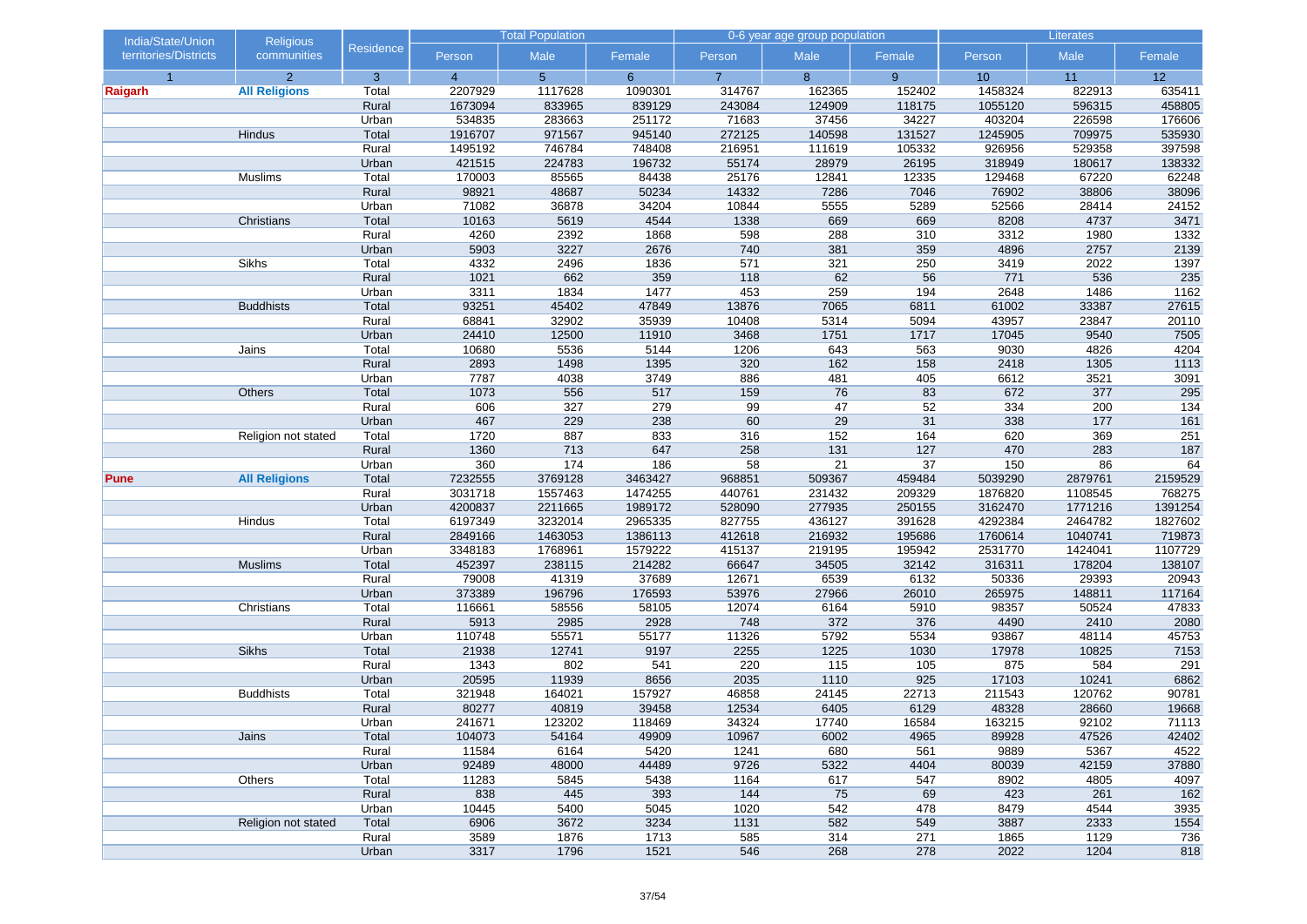| India/State/Union territories/Districts | Religious communities | Residence | Total Population | | | 0-6 year age group population | | | Literates | | |
|---|---|---|---|---|---|---|---|---|---|---|---|
| | | | Person | Male | Female | Person | Male | Female | Person | Male | Female |
| 1 | 2 | 3 | 4 | 5 | 6 | 7 | 8 | 9 | 10 | 11 | 12 |
| **Raigarh** | **All Religions** | Total | 2207929 | 1117628 | 1090301 | 314767 | 162365 | 152402 | 1458324 | 822913 | 635411 |
| | | Rural | 1673094 | 833965 | 839129 | 243084 | 124909 | 118175 | 1055120 | 596315 | 458805 |
| | | Urban | 534835 | 283663 | 251172 | 71683 | 37456 | 34227 | 403204 | 226598 | 176606 |
| | Hindus | Total | 1916707 | 971567 | 945140 | 272125 | 140598 | 131527 | 1245905 | 709975 | 535930 |
| | | Rural | 1495192 | 746784 | 748408 | 216951 | 111619 | 105332 | 926956 | 529358 | 397598 |
| | | Urban | 421515 | 224783 | 196732 | 55174 | 28979 | 26195 | 318949 | 180617 | 138332 |
| | Muslims | Total | 170003 | 85565 | 84438 | 25176 | 12841 | 12335 | 129468 | 67220 | 62248 |
| | | Rural | 98921 | 48687 | 50234 | 14332 | 7286 | 7046 | 76902 | 38806 | 38096 |
| | | Urban | 71082 | 36878 | 34204 | 10844 | 5555 | 5289 | 52566 | 28414 | 24152 |
| | Christians | Total | 10163 | 5619 | 4544 | 1338 | 669 | 669 | 8208 | 4737 | 3471 |
| | | Rural | 4260 | 2392 | 1868 | 598 | 288 | 310 | 3312 | 1980 | 1332 |
| | | Urban | 5903 | 3227 | 2676 | 740 | 381 | 359 | 4896 | 2757 | 2139 |
| | Sikhs | Total | 4332 | 2496 | 1836 | 571 | 321 | 250 | 3419 | 2022 | 1397 |
| | | Rural | 1021 | 662 | 359 | 118 | 62 | 56 | 771 | 536 | 235 |
| | | Urban | 3311 | 1834 | 1477 | 453 | 259 | 194 | 2648 | 1486 | 1162 |
| | Buddhists | Total | 93251 | 45402 | 47849 | 13876 | 7065 | 6811 | 61002 | 33387 | 27615 |
| | | Rural | 68841 | 32902 | 35939 | 10408 | 5314 | 5094 | 43957 | 23847 | 20110 |
| | | Urban | 24410 | 12500 | 11910 | 3468 | 1751 | 1717 | 17045 | 9540 | 7505 |
| | Jains | Total | 10680 | 5536 | 5144 | 1206 | 643 | 563 | 9030 | 4826 | 4204 |
| | | Rural | 2893 | 1498 | 1395 | 320 | 162 | 158 | 2418 | 1305 | 1113 |
| | | Urban | 7787 | 4038 | 3749 | 886 | 481 | 405 | 6612 | 3521 | 3091 |
| | Others | Total | 1073 | 556 | 517 | 159 | 76 | 83 | 672 | 377 | 295 |
| | | Rural | 606 | 327 | 279 | 99 | 47 | 52 | 334 | 200 | 134 |
| | | Urban | 467 | 229 | 238 | 60 | 29 | 31 | 338 | 177 | 161 |
| | Religion not stated | Total | 1720 | 887 | 833 | 316 | 152 | 164 | 620 | 369 | 251 |
| | | Rural | 1360 | 713 | 647 | 258 | 131 | 127 | 470 | 283 | 187 |
| | | Urban | 360 | 174 | 186 | 58 | 21 | 37 | 150 | 86 | 64 |
| **Pune** | **All Religions** | Total | 7232555 | 3769128 | 3463427 | 968851 | 509367 | 459484 | 5039290 | 2879761 | 2159529 |
| | | Rural | 3031718 | 1557463 | 1474255 | 440761 | 231432 | 209329 | 1876820 | 1108545 | 768275 |
| | | Urban | 4200837 | 2211665 | 1989172 | 528090 | 277935 | 250155 | 3162470 | 1771216 | 1391254 |
| | Hindus | Total | 6197349 | 3232014 | 2965335 | 827755 | 436127 | 391628 | 4292384 | 2464782 | 1827602 |
| | | Rural | 2849166 | 1463053 | 1386113 | 412618 | 216932 | 195686 | 1760614 | 1040741 | 719873 |
| | | Urban | 3348183 | 1768961 | 1579222 | 415137 | 219195 | 195942 | 2531770 | 1424041 | 1107729 |
| | Muslims | Total | 452397 | 238115 | 214282 | 66647 | 34505 | 32142 | 316311 | 178204 | 138107 |
| | | Rural | 79008 | 41319 | 37689 | 12671 | 6539 | 6132 | 50336 | 29393 | 20943 |
| | | Urban | 373389 | 196796 | 176593 | 53976 | 27966 | 26010 | 265975 | 148811 | 117164 |
| | Christians | Total | 116661 | 58556 | 58105 | 12074 | 6164 | 5910 | 98357 | 50524 | 47833 |
| | | Rural | 5913 | 2985 | 2928 | 748 | 372 | 376 | 4490 | 2410 | 2080 |
| | | Urban | 110748 | 55571 | 55177 | 11326 | 5792 | 5534 | 93867 | 48114 | 45753 |
| | Sikhs | Total | 21938 | 12741 | 9197 | 2255 | 1225 | 1030 | 17978 | 10825 | 7153 |
| | | Rural | 1343 | 802 | 541 | 220 | 115 | 105 | 875 | 584 | 291 |
| | | Urban | 20595 | 11939 | 8656 | 2035 | 1110 | 925 | 17103 | 10241 | 6862 |
| | Buddhists | Total | 321948 | 164021 | 157927 | 46858 | 24145 | 22713 | 211543 | 120762 | 90781 |
| | | Rural | 80277 | 40819 | 39458 | 12534 | 6405 | 6129 | 48328 | 28660 | 19668 |
| | | Urban | 241671 | 123202 | 118469 | 34324 | 17740 | 16584 | 163215 | 92102 | 71113 |
| | Jains | Total | 104073 | 54164 | 49909 | 10967 | 6002 | 4965 | 89928 | 47526 | 42402 |
| | | Rural | 11584 | 6164 | 5420 | 1241 | 680 | 561 | 9889 | 5367 | 4522 |
| | | Urban | 92489 | 48000 | 44489 | 9726 | 5322 | 4404 | 80039 | 42159 | 37880 |
| | Others | Total | 11283 | 5845 | 5438 | 1164 | 617 | 547 | 8902 | 4805 | 4097 |
| | | Rural | 838 | 445 | 393 | 144 | 75 | 69 | 423 | 261 | 162 |
| | | Urban | 10445 | 5400 | 5045 | 1020 | 542 | 478 | 8479 | 4544 | 3935 |
| | Religion not stated | Total | 6906 | 3672 | 3234 | 1131 | 582 | 549 | 3887 | 2333 | 1554 |
| | | Rural | 3589 | 1876 | 1713 | 585 | 314 | 271 | 1865 | 1129 | 736 |
| | | Urban | 3317 | 1796 | 1521 | 546 | 268 | 278 | 2022 | 1204 | 818 |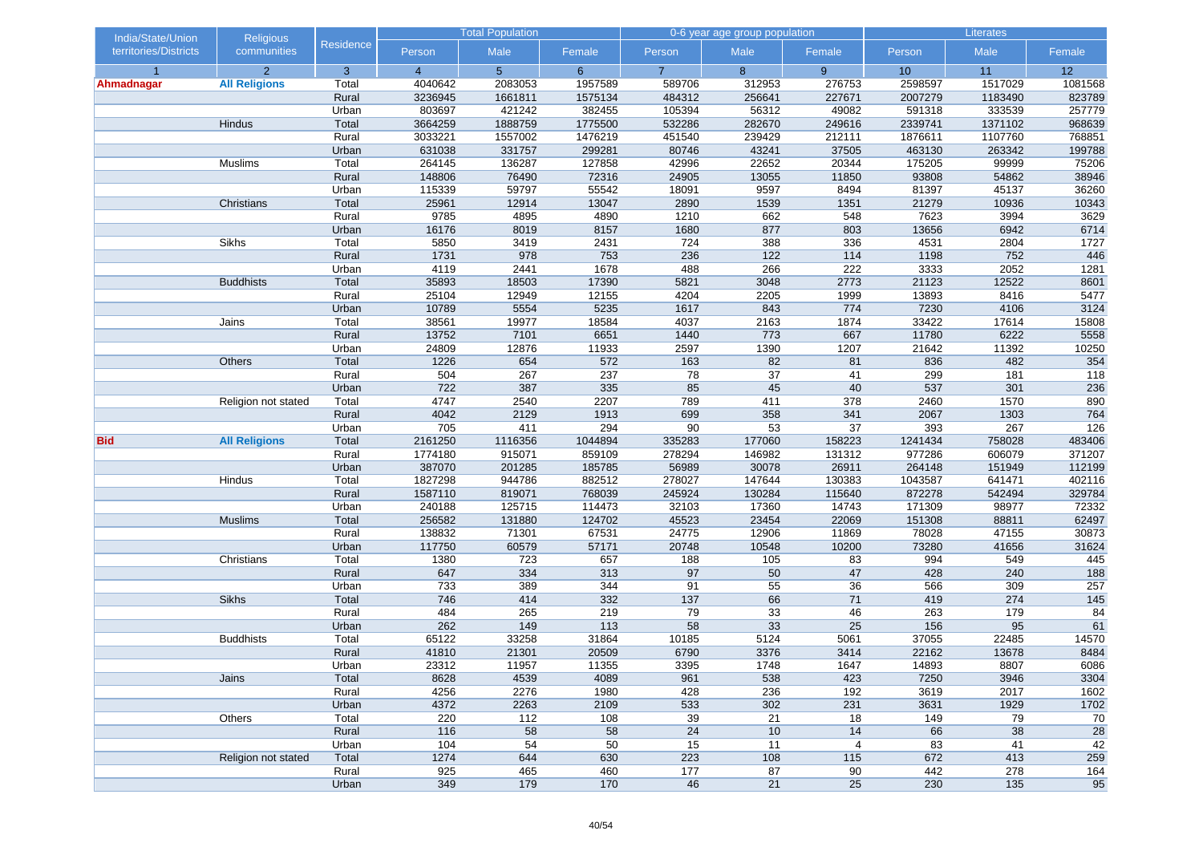| India/State/Union territories/Districts | Religious communities | Residence | Total Population | | | 0-6 year age group population | | | Literates | | |
|---|---|---|---|---|---|---|---|---|---|---|---|
| | | | Person | Male | Female | Person | Male | Female | Person | Male | Female |
| 1 | 2 | 3 | 4 | 5 | 6 | 7 | 8 | 9 | 10 | 11 | 12 |
| **Ahmadnagar** | **All Religions** | Total | 4040642 | 2083053 | 1957589 | 589706 | 312953 | 276753 | 2598597 | 1517029 | 1081568 |
| | | Rural | 3236945 | 1661811 | 1575134 | 484312 | 256641 | 227671 | 2007279 | 1183490 | 823789 |
| | | Urban | 803697 | 421242 | 382455 | 105394 | 56312 | 49082 | 591318 | 333539 | 257779 |
| | Hindus | Total | 3664259 | 1888759 | 1775500 | 532286 | 282670 | 249616 | 2339741 | 1371102 | 968639 |
| | | Rural | 3033221 | 1557002 | 1476219 | 451540 | 239429 | 212111 | 1876611 | 1107760 | 768851 |
| | | Urban | 631038 | 331757 | 299281 | 80746 | 43241 | 37505 | 463130 | 263342 | 199788 |
| | Muslims | Total | 264145 | 136287 | 127858 | 42996 | 22652 | 20344 | 175205 | 99999 | 75206 |
| | | Rural | 148806 | 76490 | 72316 | 24905 | 13055 | 11850 | 93808 | 54862 | 38946 |
| | | Urban | 115339 | 59797 | 55542 | 18091 | 9597 | 8494 | 81397 | 45137 | 36260 |
| | Christians | Total | 25961 | 12914 | 13047 | 2890 | 1539 | 1351 | 21279 | 10936 | 10343 |
| | | Rural | 9785 | 4895 | 4890 | 1210 | 662 | 548 | 7623 | 3994 | 3629 |
| | | Urban | 16176 | 8019 | 8157 | 1680 | 877 | 803 | 13656 | 6942 | 6714 |
| | Sikhs | Total | 5850 | 3419 | 2431 | 724 | 388 | 336 | 4531 | 2804 | 1727 |
| | | Rural | 1731 | 978 | 753 | 236 | 122 | 114 | 1198 | 752 | 446 |
| | | Urban | 4119 | 2441 | 1678 | 488 | 266 | 222 | 3333 | 2052 | 1281 |
| | Buddhists | Total | 35893 | 18503 | 17390 | 5821 | 3048 | 2773 | 21123 | 12522 | 8601 |
| | | Rural | 25104 | 12949 | 12155 | 4204 | 2205 | 1999 | 13893 | 8416 | 5477 |
| | | Urban | 10789 | 5554 | 5235 | 1617 | 843 | 774 | 7230 | 4106 | 3124 |
| | Jains | Total | 38561 | 19977 | 18584 | 4037 | 2163 | 1874 | 33422 | 17614 | 15808 |
| | | Rural | 13752 | 7101 | 6651 | 1440 | 773 | 667 | 11780 | 6222 | 5558 |
| | | Urban | 24809 | 12876 | 11933 | 2597 | 1390 | 1207 | 21642 | 11392 | 10250 |
| | Others | Total | 1226 | 654 | 572 | 163 | 82 | 81 | 836 | 482 | 354 |
| | | Rural | 504 | 267 | 237 | 78 | 37 | 41 | 299 | 181 | 118 |
| | | Urban | 722 | 387 | 335 | 85 | 45 | 40 | 537 | 301 | 236 |
| | Religion not stated | Total | 4747 | 2540 | 2207 | 789 | 411 | 378 | 2460 | 1570 | 890 |
| | | Rural | 4042 | 2129 | 1913 | 699 | 358 | 341 | 2067 | 1303 | 764 |
| | | Urban | 705 | 411 | 294 | 90 | 53 | 37 | 393 | 267 | 126 |
| **Bid** | **All Religions** | Total | 2161250 | 1116356 | 1044894 | 335283 | 177060 | 158223 | 1241434 | 758028 | 483406 |
| | | Rural | 1774180 | 915071 | 859109 | 278294 | 146982 | 131312 | 977286 | 606079 | 371207 |
| | | Urban | 387070 | 201285 | 185785 | 56989 | 30078 | 26911 | 264148 | 151949 | 112199 |
| | Hindus | Total | 1827298 | 944786 | 882512 | 278027 | 147644 | 130383 | 1043587 | 641471 | 402116 |
| | | Rural | 1587110 | 819071 | 768039 | 245924 | 130284 | 115640 | 872278 | 542494 | 329784 |
| | | Urban | 240188 | 125715 | 114473 | 32103 | 17360 | 14743 | 171309 | 98977 | 72332 |
| | Muslims | Total | 256582 | 131880 | 124702 | 45523 | 23454 | 22069 | 151308 | 88811 | 62497 |
| | | Rural | 138832 | 71301 | 67531 | 24775 | 12906 | 11869 | 78028 | 47155 | 30873 |
| | | Urban | 117750 | 60579 | 57171 | 20748 | 10548 | 10200 | 73280 | 41656 | 31624 |
| | Christians | Total | 1380 | 723 | 657 | 188 | 105 | 83 | 994 | 549 | 445 |
| | | Rural | 647 | 334 | 313 | 97 | 50 | 47 | 428 | 240 | 188 |
| | | Urban | 733 | 389 | 344 | 91 | 55 | 36 | 566 | 309 | 257 |
| | Sikhs | Total | 746 | 414 | 332 | 137 | 66 | 71 | 419 | 274 | 145 |
| | | Rural | 484 | 265 | 219 | 79 | 33 | 46 | 263 | 179 | 84 |
| | | Urban | 262 | 149 | 113 | 58 | 33 | 25 | 156 | 95 | 61 |
| | Buddhists | Total | 65122 | 33258 | 31864 | 10185 | 5124 | 5061 | 37055 | 22485 | 14570 |
| | | Rural | 41810 | 21301 | 20509 | 6790 | 3376 | 3414 | 22162 | 13678 | 8484 |
| | | Urban | 23312 | 11957 | 11355 | 3395 | 1748 | 1647 | 14893 | 8807 | 6086 |
| | Jains | Total | 8628 | 4539 | 4089 | 961 | 538 | 423 | 7250 | 3946 | 3304 |
| | | Rural | 4256 | 2276 | 1980 | 428 | 236 | 192 | 3619 | 2017 | 1602 |
| | | Urban | 4372 | 2263 | 2109 | 533 | 302 | 231 | 3631 | 1929 | 1702 |
| | Others | Total | 220 | 112 | 108 | 39 | 21 | 18 | 149 | 79 | 70 |
| | | Rural | 116 | 58 | 58 | 24 | 10 | 14 | 66 | 38 | 28 |
| | | Urban | 104 | 54 | 50 | 15 | 11 | 4 | 83 | 41 | 42 |
| | Religion not stated | Total | 1274 | 644 | 630 | 223 | 108 | 115 | 672 | 413 | 259 |
| | | Rural | 925 | 465 | 460 | 177 | 87 | 90 | 442 | 278 | 164 |
| | | Urban | 349 | 179 | 170 | 46 | 21 | 25 | 230 | 135 | 95 |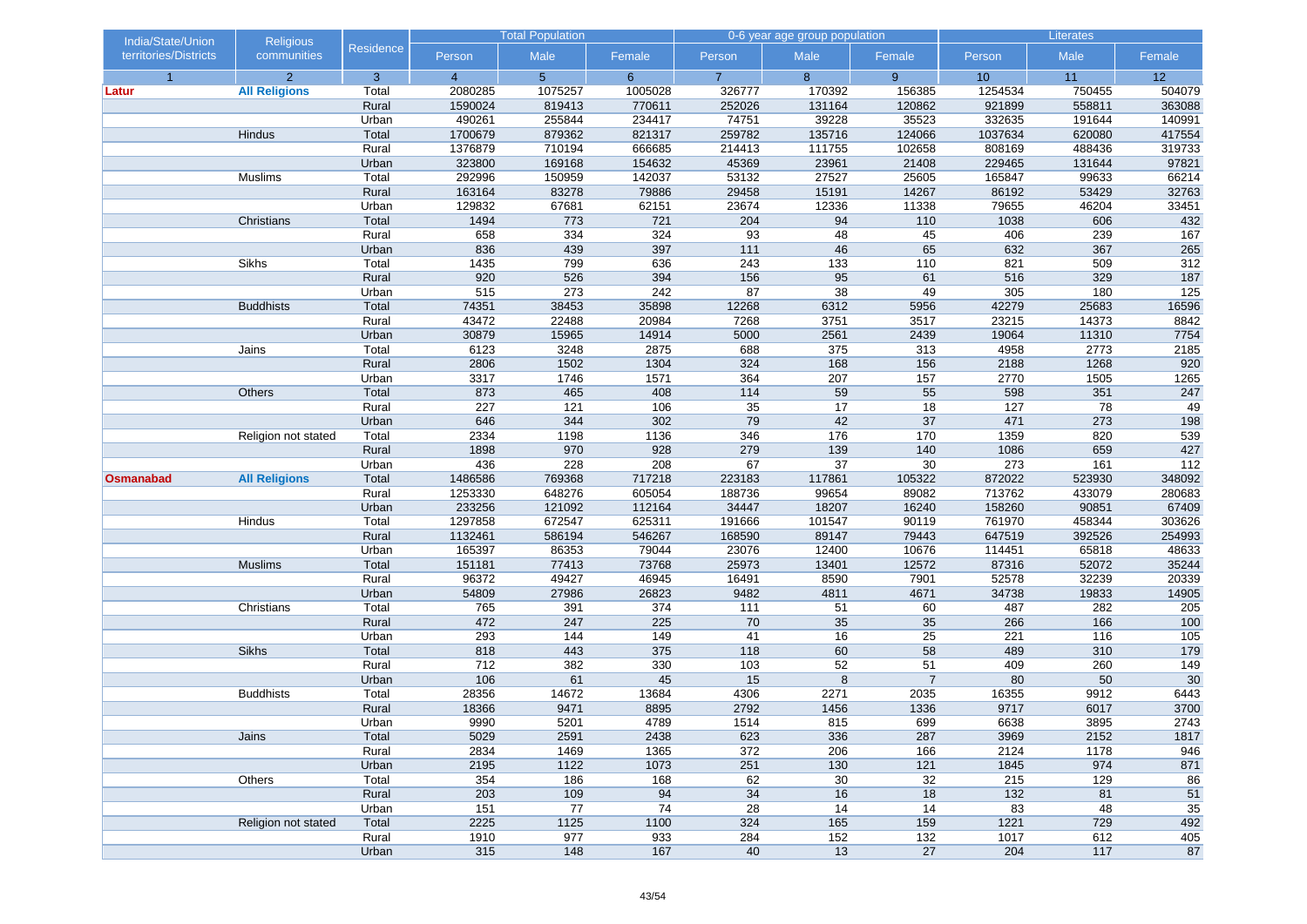| India/State/Union territories/Districts | Religious communities | Residence | Total Population | | | 0-6 year age group population | | | Literates | | |
|---|---|---|---|---|---|---|---|---|---|---|---|
| | | | Person | Male | Female | Person | Male | Female | Person | Male | Female |
| 1 | 2 | 3 | 4 | 5 | 6 | 7 | 8 | 9 | 10 | 11 | 12 |
| **Latur** | **All Religions** | Total | 2080285 | 1075257 | 1005028 | 326777 | 170392 | 156385 | 1254534 | 750455 | 504079 |
| | | Rural | 1590024 | 819413 | 770611 | 252026 | 131164 | 120862 | 921899 | 558811 | 363088 |
| | | Urban | 490261 | 255844 | 234417 | 74751 | 39228 | 35523 | 332635 | 191644 | 140991 |
| | Hindus | Total | 1700679 | 879362 | 821317 | 259782 | 135716 | 124066 | 1037634 | 620080 | 417554 |
| | | Rural | 1376879 | 710194 | 666685 | 214413 | 111755 | 102658 | 808169 | 488436 | 319733 |
| | | Urban | 323800 | 169168 | 154632 | 45369 | 23961 | 21408 | 229465 | 131644 | 97821 |
| | Muslims | Total | 292996 | 150959 | 142037 | 53132 | 27527 | 25605 | 165847 | 99633 | 66214 |
| | | Rural | 163164 | 83278 | 79886 | 29458 | 15191 | 14267 | 86192 | 53429 | 32763 |
| | | Urban | 129832 | 67681 | 62151 | 23674 | 12336 | 11338 | 79655 | 46204 | 33451 |
| | Christians | Total | 1494 | 773 | 721 | 204 | 94 | 110 | 1038 | 606 | 432 |
| | | Rural | 658 | 334 | 324 | 93 | 48 | 45 | 406 | 239 | 167 |
| | | Urban | 836 | 439 | 397 | 111 | 46 | 65 | 632 | 367 | 265 |
| | Sikhs | Total | 1435 | 799 | 636 | 243 | 133 | 110 | 821 | 509 | 312 |
| | | Rural | 920 | 526 | 394 | 156 | 95 | 61 | 516 | 329 | 187 |
| | | Urban | 515 | 273 | 242 | 87 | 38 | 49 | 305 | 180 | 125 |
| | Buddhists | Total | 74351 | 38453 | 35898 | 12268 | 6312 | 5956 | 42279 | 25683 | 16596 |
| | | Rural | 43472 | 22488 | 20984 | 7268 | 3751 | 3517 | 23215 | 14373 | 8842 |
| | | Urban | 30879 | 15965 | 14914 | 5000 | 2561 | 2439 | 19064 | 11310 | 7754 |
| | Jains | Total | 6123 | 3248 | 2875 | 688 | 375 | 313 | 4958 | 2773 | 2185 |
| | | Rural | 2806 | 1502 | 1304 | 324 | 168 | 156 | 2188 | 1268 | 920 |
| | | Urban | 3317 | 1746 | 1571 | 364 | 207 | 157 | 2770 | 1505 | 1265 |
| | Others | Total | 873 | 465 | 408 | 114 | 59 | 55 | 598 | 351 | 247 |
| | | Rural | 227 | 121 | 106 | 35 | 17 | 18 | 127 | 78 | 49 |
| | | Urban | 646 | 344 | 302 | 79 | 42 | 37 | 471 | 273 | 198 |
| | Religion not stated | Total | 2334 | 1198 | 1136 | 346 | 176 | 170 | 1359 | 820 | 539 |
| | | Rural | 1898 | 970 | 928 | 279 | 139 | 140 | 1086 | 659 | 427 |
| | | Urban | 436 | 228 | 208 | 67 | 37 | 30 | 273 | 161 | 112 |
| **Osmanabad** | **All Religions** | Total | 1486586 | 769368 | 717218 | 223183 | 117861 | 105322 | 872022 | 523930 | 348092 |
| | | Rural | 1253330 | 648276 | 605054 | 188736 | 99654 | 89082 | 713762 | 433079 | 280683 |
| | | Urban | 233256 | 121092 | 112164 | 34447 | 18207 | 16240 | 158260 | 90851 | 67409 |
| | Hindus | Total | 1297858 | 672547 | 625311 | 191666 | 101547 | 90119 | 761970 | 458344 | 303626 |
| | | Rural | 1132461 | 586194 | 546267 | 168590 | 89147 | 79443 | 647519 | 392526 | 254993 |
| | | Urban | 165397 | 86353 | 79044 | 23076 | 12400 | 10676 | 114451 | 65818 | 48633 |
| | Muslims | Total | 151181 | 77413 | 73768 | 25973 | 13401 | 12572 | 87316 | 52072 | 35244 |
| | | Rural | 96372 | 49427 | 46945 | 16491 | 8590 | 7901 | 52578 | 32239 | 20339 |
| | | Urban | 54809 | 27986 | 26823 | 9482 | 4811 | 4671 | 34738 | 19833 | 14905 |
| | Christians | Total | 765 | 391 | 374 | 111 | 51 | 60 | 487 | 282 | 205 |
| | | Rural | 472 | 247 | 225 | 70 | 35 | 35 | 266 | 166 | 100 |
| | | Urban | 293 | 144 | 149 | 41 | 16 | 25 | 221 | 116 | 105 |
| | Sikhs | Total | 818 | 443 | 375 | 118 | 60 | 58 | 489 | 310 | 179 |
| | | Rural | 712 | 382 | 330 | 103 | 52 | 51 | 409 | 260 | 149 |
| | | Urban | 106 | 61 | 45 | 15 | 8 | 7 | 80 | 50 | 30 |
| | Buddhists | Total | 28356 | 14672 | 13684 | 4306 | 2271 | 2035 | 16355 | 9912 | 6443 |
| | | Rural | 18366 | 9471 | 8895 | 2792 | 1456 | 1336 | 9717 | 6017 | 3700 |
| | | Urban | 9990 | 5201 | 4789 | 1514 | 815 | 699 | 6638 | 3895 | 2743 |
| | Jains | Total | 5029 | 2591 | 2438 | 623 | 336 | 287 | 3969 | 2152 | 1817 |
| | | Rural | 2834 | 1469 | 1365 | 372 | 206 | 166 | 2124 | 1178 | 946 |
| | | Urban | 2195 | 1122 | 1073 | 251 | 130 | 121 | 1845 | 974 | 871 |
| | Others | Total | 354 | 186 | 168 | 62 | 30 | 32 | 215 | 129 | 86 |
| | | Rural | 203 | 109 | 94 | 34 | 16 | 18 | 132 | 81 | 51 |
| | | Urban | 151 | 77 | 74 | 28 | 14 | 14 | 83 | 48 | 35 |
| | Religion not stated | Total | 2225 | 1125 | 1100 | 324 | 165 | 159 | 1221 | 729 | 492 |
| | | Rural | 1910 | 977 | 933 | 284 | 152 | 132 | 1017 | 612 | 405 |
| | | Urban | 315 | 148 | 167 | 40 | 13 | 27 | 204 | 117 | 87 |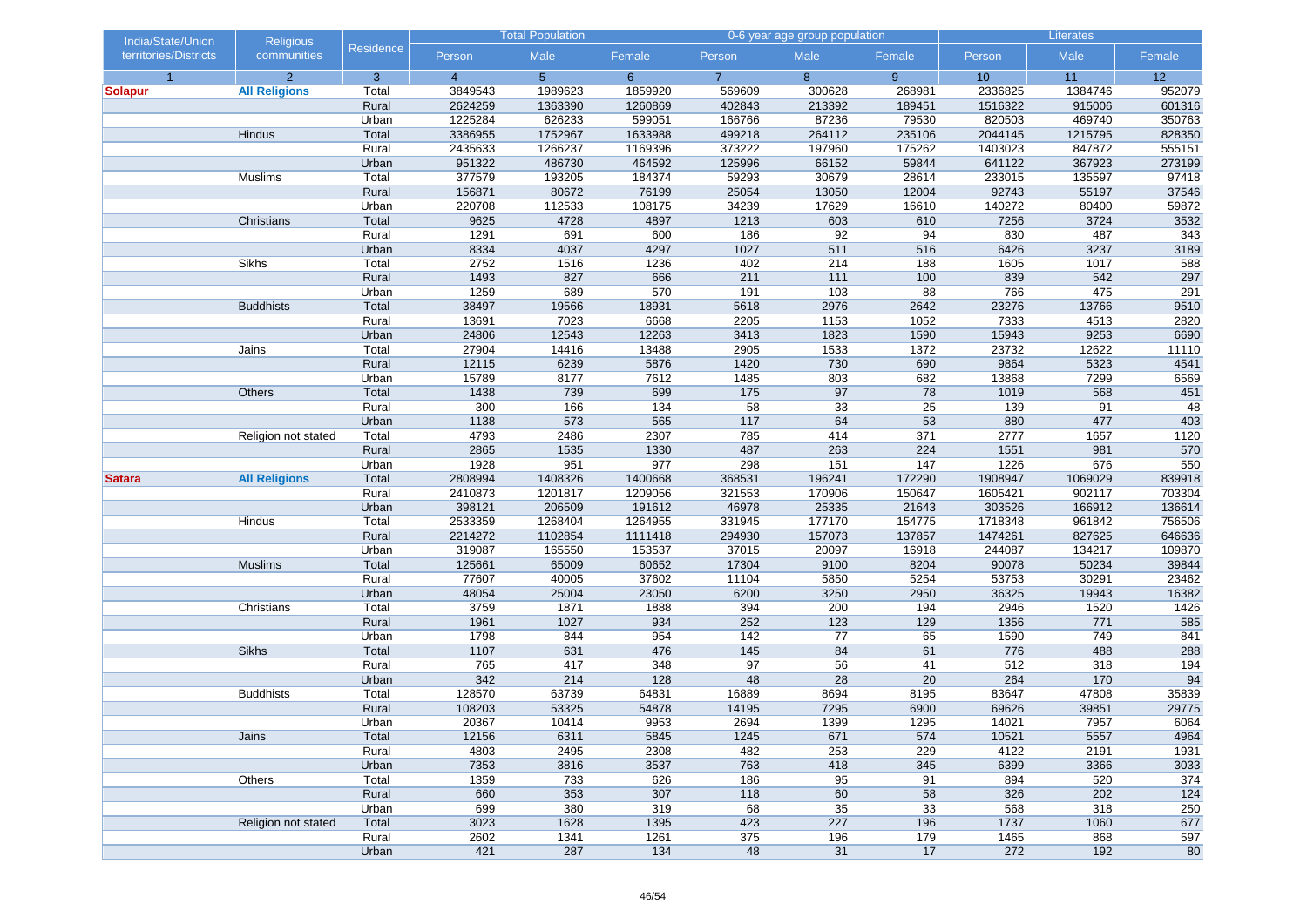| India/State/Union territories/Districts | Religious communities | Residence | Total Population | | | 0-6 year age group population | | | Literates | | |
|---|---|---|---|---|---|---|---|---|---|---|---|
| | | | Person | Male | Female | Person | Male | Female | Person | Male | Female |
| 1 | 2 | 3 | 4 | 5 | 6 | 7 | 8 | 9 | 10 | 11 | 12 |
| **Solapur** | **All Religions** | Total | 3849543 | 1989623 | 1859920 | 569609 | 300628 | 268981 | 2336825 | 1384746 | 952079 |
| | | Rural | 2624259 | 1363390 | 1260869 | 402843 | 213392 | 189451 | 1516322 | 915006 | 601316 |
| | | Urban | 1225284 | 626233 | 599051 | 166766 | 87236 | 79530 | 820503 | 469740 | 350763 |
| | Hindus | Total | 3386955 | 1752967 | 1633988 | 499218 | 264112 | 235106 | 2044145 | 1215795 | 828350 |
| | | Rural | 2435633 | 1266237 | 1169396 | 373222 | 197960 | 175262 | 1403023 | 847872 | 555151 |
| | | Urban | 951322 | 486730 | 464592 | 125996 | 66152 | 59844 | 641122 | 367923 | 273199 |
| | Muslims | Total | 377579 | 193205 | 184374 | 59293 | 30679 | 28614 | 233015 | 135597 | 97418 |
| | | Rural | 156871 | 80672 | 76199 | 25054 | 13050 | 12004 | 92743 | 55197 | 37546 |
| | | Urban | 220708 | 112533 | 108175 | 34239 | 17629 | 16610 | 140272 | 80400 | 59872 |
| | Christians | Total | 9625 | 4728 | 4897 | 1213 | 603 | 610 | 7256 | 3724 | 3532 |
| | | Rural | 1291 | 691 | 600 | 186 | 92 | 94 | 830 | 487 | 343 |
| | | Urban | 8334 | 4037 | 4297 | 1027 | 511 | 516 | 6426 | 3237 | 3189 |
| | Sikhs | Total | 2752 | 1516 | 1236 | 402 | 214 | 188 | 1605 | 1017 | 588 |
| | | Rural | 1493 | 827 | 666 | 211 | 111 | 100 | 839 | 542 | 297 |
| | | Urban | 1259 | 689 | 570 | 191 | 103 | 88 | 766 | 475 | 291 |
| | Buddhists | Total | 38497 | 19566 | 18931 | 5618 | 2976 | 2642 | 23276 | 13766 | 9510 |
| | | Rural | 13691 | 7023 | 6668 | 2205 | 1153 | 1052 | 7333 | 4513 | 2820 |
| | | Urban | 24806 | 12543 | 12263 | 3413 | 1823 | 1590 | 15943 | 9253 | 6690 |
| | Jains | Total | 27904 | 14416 | 13488 | 2905 | 1533 | 1372 | 23732 | 12622 | 11110 |
| | | Rural | 12115 | 6239 | 5876 | 1420 | 730 | 690 | 9864 | 5323 | 4541 |
| | | Urban | 15789 | 8177 | 7612 | 1485 | 803 | 682 | 13868 | 7299 | 6569 |
| | Others | Total | 1438 | 739 | 699 | 175 | 97 | 78 | 1019 | 568 | 451 |
| | | Rural | 300 | 166 | 134 | 58 | 33 | 25 | 139 | 91 | 48 |
| | | Urban | 1138 | 573 | 565 | 117 | 64 | 53 | 880 | 477 | 403 |
| | Religion not stated | Total | 4793 | 2486 | 2307 | 785 | 414 | 371 | 2777 | 1657 | 1120 |
| | | Rural | 2865 | 1535 | 1330 | 487 | 263 | 224 | 1551 | 981 | 570 |
| | | Urban | 1928 | 951 | 977 | 298 | 151 | 147 | 1226 | 676 | 550 |
| **Satara** | **All Religions** | Total | 2808994 | 1408326 | 1400668 | 368531 | 196241 | 172290 | 1908947 | 1069029 | 839918 |
| | | Rural | 2410873 | 1201817 | 1209056 | 321553 | 170906 | 150647 | 1605421 | 902117 | 703304 |
| | | Urban | 398121 | 206509 | 191612 | 46978 | 25335 | 21643 | 303526 | 166912 | 136614 |
| | Hindus | Total | 2533359 | 1268404 | 1264955 | 331945 | 177170 | 154775 | 1718348 | 961842 | 756506 |
| | | Rural | 2214272 | 1102854 | 1111418 | 294930 | 157073 | 137857 | 1474261 | 827625 | 646636 |
| | | Urban | 319087 | 165550 | 153537 | 37015 | 20097 | 16918 | 244087 | 134217 | 109870 |
| | Muslims | Total | 125661 | 65009 | 60652 | 17304 | 9100 | 8204 | 90078 | 50234 | 39844 |
| | | Rural | 77607 | 40005 | 37602 | 11104 | 5850 | 5254 | 53753 | 30291 | 23462 |
| | | Urban | 48054 | 25004 | 23050 | 6200 | 3250 | 2950 | 36325 | 19943 | 16382 |
| | Christians | Total | 3759 | 1871 | 1888 | 394 | 200 | 194 | 2946 | 1520 | 1426 |
| | | Rural | 1961 | 1027 | 934 | 252 | 123 | 129 | 1356 | 771 | 585 |
| | | Urban | 1798 | 844 | 954 | 142 | 77 | 65 | 1590 | 749 | 841 |
| | Sikhs | Total | 1107 | 631 | 476 | 145 | 84 | 61 | 776 | 488 | 288 |
| | | Rural | 765 | 417 | 348 | 97 | 56 | 41 | 512 | 318 | 194 |
| | | Urban | 342 | 214 | 128 | 48 | 28 | 20 | 264 | 170 | 94 |
| | Buddhists | Total | 128570 | 63739 | 64831 | 16889 | 8694 | 8195 | 83647 | 47808 | 35839 |
| | | Rural | 108203 | 53325 | 54878 | 14195 | 7295 | 6900 | 69626 | 39851 | 29775 |
| | | Urban | 20367 | 10414 | 9953 | 2694 | 1399 | 1295 | 14021 | 7957 | 6064 |
| | Jains | Total | 12156 | 6311 | 5845 | 1245 | 671 | 574 | 10521 | 5557 | 4964 |
| | | Rural | 4803 | 2495 | 2308 | 482 | 253 | 229 | 4122 | 2191 | 1931 |
| | | Urban | 7353 | 3816 | 3537 | 763 | 418 | 345 | 6399 | 3366 | 3033 |
| | Others | Total | 1359 | 733 | 626 | 186 | 95 | 91 | 894 | 520 | 374 |
| | | Rural | 660 | 353 | 307 | 118 | 60 | 58 | 326 | 202 | 124 |
| | | Urban | 699 | 380 | 319 | 68 | 35 | 33 | 568 | 318 | 250 |
| | Religion not stated | Total | 3023 | 1628 | 1395 | 423 | 227 | 196 | 1737 | 1060 | 677 |
| | | Rural | 2602 | 1341 | 1261 | 375 | 196 | 179 | 1465 | 868 | 597 |
| | | Urban | 421 | 287 | 134 | 48 | 31 | 17 | 272 | 192 | 80 |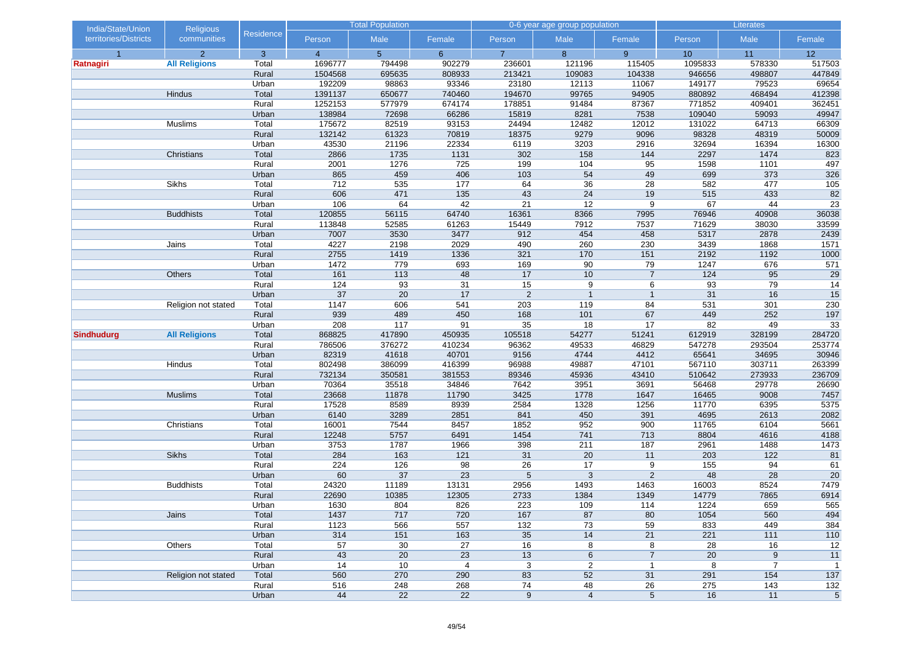| India/State/Union territories/Districts | Religious communities | Residence | Total Population | | | 0-6 year age group population | | | Literates | | |
|---|---|---|---|---|---|---|---|---|---|---|---|
| | | | Person | Male | Female | Person | Male | Female | Person | Male | Female |
| 1 | 2 | 3 | 4 | 5 | 6 | 7 | 8 | 9 | 10 | 11 | 12 |
| **Ratnagiri** | **All Religions** | Total | 1696777 | 794498 | 902279 | 236601 | 121196 | 115405 | 1095833 | 578330 | 517503 |
| | | Rural | 1504568 | 695635 | 808933 | 213421 | 109083 | 104338 | 946656 | 498807 | 447849 |
| | | Urban | 192209 | 98863 | 93346 | 23180 | 12113 | 11067 | 149177 | 79523 | 69654 |
| | Hindus | Total | 1391137 | 650677 | 740460 | 194670 | 99765 | 94905 | 880892 | 468494 | 412398 |
| | | Rural | 1252153 | 577979 | 674174 | 178851 | 91484 | 87367 | 771852 | 409401 | 362451 |
| | | Urban | 138984 | 72698 | 66286 | 15819 | 8281 | 7538 | 109040 | 59093 | 49947 |
| | Muslims | Total | 175672 | 82519 | 93153 | 24494 | 12482 | 12012 | 131022 | 64713 | 66309 |
| | | Rural | 132142 | 61323 | 70819 | 18375 | 9279 | 9096 | 98328 | 48319 | 50009 |
| | | Urban | 43530 | 21196 | 22334 | 6119 | 3203 | 2916 | 32694 | 16394 | 16300 |
| | Christians | Total | 2866 | 1735 | 1131 | 302 | 158 | 144 | 2297 | 1474 | 823 |
| | | Rural | 2001 | 1276 | 725 | 199 | 104 | 95 | 1598 | 1101 | 497 |
| | | Urban | 865 | 459 | 406 | 103 | 54 | 49 | 699 | 373 | 326 |
| | Sikhs | Total | 712 | 535 | 177 | 64 | 36 | 28 | 582 | 477 | 105 |
| | | Rural | 606 | 471 | 135 | 43 | 24 | 19 | 515 | 433 | 82 |
| | | Urban | 106 | 64 | 42 | 21 | 12 | 9 | 67 | 44 | 23 |
| | Buddhists | Total | 120855 | 56115 | 64740 | 16361 | 8366 | 7995 | 76946 | 40908 | 36038 |
| | | Rural | 113848 | 52585 | 61263 | 15449 | 7912 | 7537 | 71629 | 38030 | 33599 |
| | | Urban | 7007 | 3530 | 3477 | 912 | 454 | 458 | 5317 | 2878 | 2439 |
| | Jains | Total | 4227 | 2198 | 2029 | 490 | 260 | 230 | 3439 | 1868 | 1571 |
| | | Rural | 2755 | 1419 | 1336 | 321 | 170 | 151 | 2192 | 1192 | 1000 |
| | | Urban | 1472 | 779 | 693 | 169 | 90 | 79 | 1247 | 676 | 571 |
| | Others | Total | 161 | 113 | 48 | 17 | 10 | 7 | 124 | 95 | 29 |
| | | Rural | 124 | 93 | 31 | 15 | 9 | 6 | 93 | 79 | 14 |
| | | Urban | 37 | 20 | 17 | 2 | 1 | 1 | 31 | 16 | 15 |
| | Religion not stated | Total | 1147 | 606 | 541 | 203 | 119 | 84 | 531 | 301 | 230 |
| | | Rural | 939 | 489 | 450 | 168 | 101 | 67 | 449 | 252 | 197 |
| | | Urban | 208 | 117 | 91 | 35 | 18 | 17 | 82 | 49 | 33 |
| **Sindhudurg** | **All Religions** | Total | 868825 | 417890 | 450935 | 105518 | 54277 | 51241 | 612919 | 328199 | 284720 |
| | | Rural | 786506 | 376272 | 410234 | 96362 | 49533 | 46829 | 547278 | 293504 | 253774 |
| | | Urban | 82319 | 41618 | 40701 | 9156 | 4744 | 4412 | 65641 | 34695 | 30946 |
| | Hindus | Total | 802498 | 386099 | 416399 | 96988 | 49887 | 47101 | 567110 | 303711 | 263399 |
| | | Rural | 732134 | 350581 | 381553 | 89346 | 45936 | 43410 | 510642 | 273933 | 236709 |
| | | Urban | 70364 | 35518 | 34846 | 7642 | 3951 | 3691 | 56468 | 29778 | 26690 |
| | Muslims | Total | 23668 | 11878 | 11790 | 3425 | 1778 | 1647 | 16465 | 9008 | 7457 |
| | | Rural | 17528 | 8589 | 8939 | 2584 | 1328 | 1256 | 11770 | 6395 | 5375 |
| | | Urban | 6140 | 3289 | 2851 | 841 | 450 | 391 | 4695 | 2613 | 2082 |
| | Christians | Total | 16001 | 7544 | 8457 | 1852 | 952 | 900 | 11765 | 6104 | 5661 |
| | | Rural | 12248 | 5757 | 6491 | 1454 | 741 | 713 | 8804 | 4616 | 4188 |
| | | Urban | 3753 | 1787 | 1966 | 398 | 211 | 187 | 2961 | 1488 | 1473 |
| | Sikhs | Total | 284 | 163 | 121 | 31 | 20 | 11 | 203 | 122 | 81 |
| | | Rural | 224 | 126 | 98 | 26 | 17 | 9 | 155 | 94 | 61 |
| | | Urban | 60 | 37 | 23 | 5 | 3 | 2 | 48 | 28 | 20 |
| | Buddhists | Total | 24320 | 11189 | 13131 | 2956 | 1493 | 1463 | 16003 | 8524 | 7479 |
| | | Rural | 22690 | 10385 | 12305 | 2733 | 1384 | 1349 | 14779 | 7865 | 6914 |
| | | Urban | 1630 | 804 | 826 | 223 | 109 | 114 | 1224 | 659 | 565 |
| | Jains | Total | 1437 | 717 | 720 | 167 | 87 | 80 | 1054 | 560 | 494 |
| | | Rural | 1123 | 566 | 557 | 132 | 73 | 59 | 833 | 449 | 384 |
| | | Urban | 314 | 151 | 163 | 35 | 14 | 21 | 221 | 111 | 110 |
| | Others | Total | 57 | 30 | 27 | 16 | 8 | 8 | 28 | 16 | 12 |
| | | Rural | 43 | 20 | 23 | 13 | 6 | 7 | 20 | 9 | 11 |
| | | Urban | 14 | 10 | 4 | 3 | 2 | 1 | 8 | 7 | 1 |
| | Religion not stated | Total | 560 | 270 | 290 | 83 | 52 | 31 | 291 | 154 | 137 |
| | | Rural | 516 | 248 | 268 | 74 | 48 | 26 | 275 | 143 | 132 |
| | | Urban | 44 | 22 | 22 | 9 | 4 | 5 | 16 | 11 | 5 |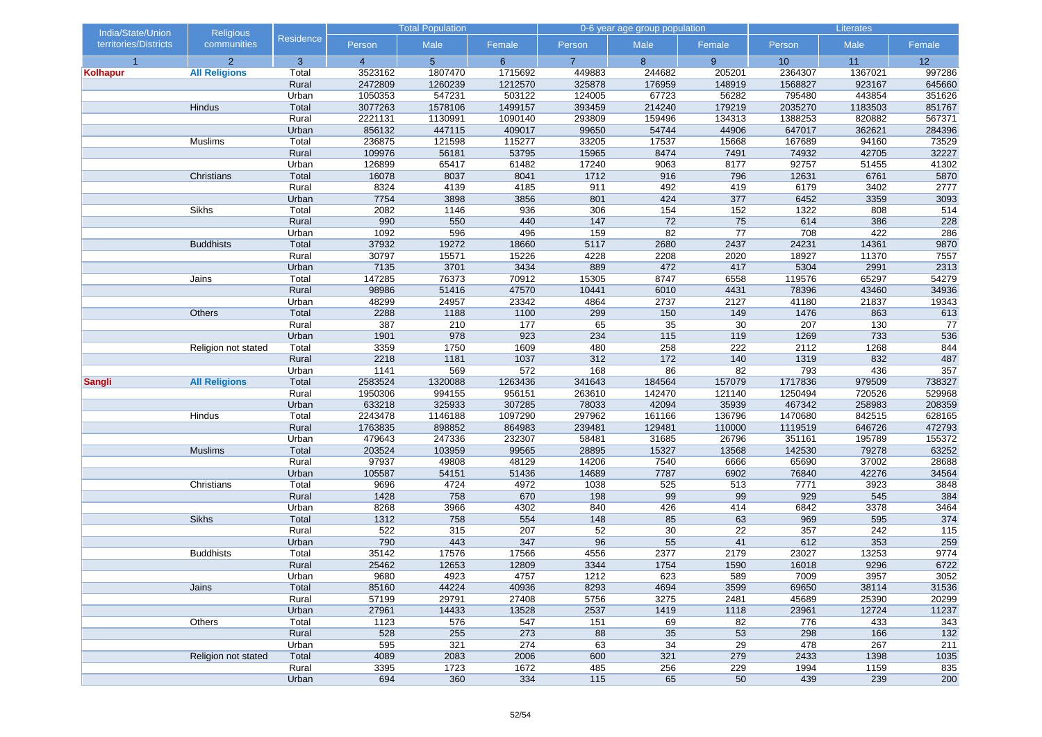| India/State/Union territories/Districts | Religious communities | Residence | Total Population | | | 0-6 year age group population | | | Literates | | |
|---|---|---|---|---|---|---|---|---|---|---|---|
| | | | Person | Male | Female | Person | Male | Female | Person | Male | Female |
| 1 | 2 | 3 | 4 | 5 | 6 | 7 | 8 | 9 | 10 | 11 | 12 |
| **Kolhapur** | **All Religions** | Total | 3523162 | 1807470 | 1715692 | 449883 | 244682 | 205201 | 2364307 | 1367021 | 997286 |
| | | Rural | 2472809 | 1260239 | 1212570 | 325878 | 176959 | 148919 | 1568827 | 923167 | 645660 |
| | | Urban | 1050353 | 547231 | 503122 | 124005 | 67723 | 56282 | 795480 | 443854 | 351626 |
| | Hindus | Total | 3077263 | 1578106 | 1499157 | 393459 | 214240 | 179219 | 2035270 | 1183503 | 851767 |
| | | Rural | 2221131 | 1130991 | 1090140 | 293809 | 159496 | 134313 | 1388253 | 820882 | 567371 |
| | | Urban | 856132 | 447115 | 409017 | 99650 | 54744 | 44906 | 647017 | 362621 | 284396 |
| | Muslims | Total | 236875 | 121598 | 115277 | 33205 | 17537 | 15668 | 167689 | 94160 | 73529 |
| | | Rural | 109976 | 56181 | 53795 | 15965 | 8474 | 7491 | 74932 | 42705 | 32227 |
| | | Urban | 126899 | 65417 | 61482 | 17240 | 9063 | 8177 | 92757 | 51455 | 41302 |
| | Christians | Total | 16078 | 8037 | 8041 | 1712 | 916 | 796 | 12631 | 6761 | 5870 |
| | | Rural | 8324 | 4139 | 4185 | 911 | 492 | 419 | 6179 | 3402 | 2777 |
| | | Urban | 7754 | 3898 | 3856 | 801 | 424 | 377 | 6452 | 3359 | 3093 |
| | Sikhs | Total | 2082 | 1146 | 936 | 306 | 154 | 152 | 1322 | 808 | 514 |
| | | Rural | 990 | 550 | 440 | 147 | 72 | 75 | 614 | 386 | 228 |
| | | Urban | 1092 | 596 | 496 | 159 | 82 | 77 | 708 | 422 | 286 |
| | Buddhists | Total | 37932 | 19272 | 18660 | 5117 | 2680 | 2437 | 24231 | 14361 | 9870 |
| | | Rural | 30797 | 15571 | 15226 | 4228 | 2208 | 2020 | 18927 | 11370 | 7557 |
| | | Urban | 7135 | 3701 | 3434 | 889 | 472 | 417 | 5304 | 2991 | 2313 |
| | Jains | Total | 147285 | 76373 | 70912 | 15305 | 8747 | 6558 | 119576 | 65297 | 54279 |
| | | Rural | 98986 | 51416 | 47570 | 10441 | 6010 | 4431 | 78396 | 43460 | 34936 |
| | | Urban | 48299 | 24957 | 23342 | 4864 | 2737 | 2127 | 41180 | 21837 | 19343 |
| | Others | Total | 2288 | 1188 | 1100 | 299 | 150 | 149 | 1476 | 863 | 613 |
| | | Rural | 387 | 210 | 177 | 65 | 35 | 30 | 207 | 130 | 77 |
| | | Urban | 1901 | 978 | 923 | 234 | 115 | 119 | 1269 | 733 | 536 |
| | Religion not stated | Total | 3359 | 1750 | 1609 | 480 | 258 | 222 | 2112 | 1268 | 844 |
| | | Rural | 2218 | 1181 | 1037 | 312 | 172 | 140 | 1319 | 832 | 487 |
| | | Urban | 1141 | 569 | 572 | 168 | 86 | 82 | 793 | 436 | 357 |
| **Sangli** | **All Religions** | Total | 2583524 | 1320088 | 1263436 | 341643 | 184564 | 157079 | 1717836 | 979509 | 738327 |
| | | Rural | 1950306 | 994155 | 956151 | 263610 | 142470 | 121140 | 1250494 | 720526 | 529968 |
| | | Urban | 633218 | 325933 | 307285 | 78033 | 42094 | 35939 | 467342 | 258983 | 208359 |
| | Hindus | Total | 2243478 | 1146188 | 1097290 | 297962 | 161166 | 136796 | 1470680 | 842515 | 628165 |
| | | Rural | 1763835 | 898852 | 864983 | 239481 | 129481 | 110000 | 1119519 | 646726 | 472793 |
| | | Urban | 479643 | 247336 | 232307 | 58481 | 31685 | 26796 | 351161 | 195789 | 155372 |
| | Muslims | Total | 203524 | 103959 | 99565 | 28895 | 15327 | 13568 | 142530 | 79278 | 63252 |
| | | Rural | 97937 | 49808 | 48129 | 14206 | 7540 | 6666 | 65690 | 37002 | 28688 |
| | | Urban | 105587 | 54151 | 51436 | 14689 | 7787 | 6902 | 76840 | 42276 | 34564 |
| | Christians | Total | 9696 | 4724 | 4972 | 1038 | 525 | 513 | 7771 | 3923 | 3848 |
| | | Rural | 1428 | 758 | 670 | 198 | 99 | 99 | 929 | 545 | 384 |
| | | Urban | 8268 | 3966 | 4302 | 840 | 426 | 414 | 6842 | 3378 | 3464 |
| | Sikhs | Total | 1312 | 758 | 554 | 148 | 85 | 63 | 969 | 595 | 374 |
| | | Rural | 522 | 315 | 207 | 52 | 30 | 22 | 357 | 242 | 115 |
| | | Urban | 790 | 443 | 347 | 96 | 55 | 41 | 612 | 353 | 259 |
| | Buddhists | Total | 35142 | 17576 | 17566 | 4556 | 2377 | 2179 | 23027 | 13253 | 9774 |
| | | Rural | 25462 | 12653 | 12809 | 3344 | 1754 | 1590 | 16018 | 9296 | 6722 |
| | | Urban | 9680 | 4923 | 4757 | 1212 | 623 | 589 | 7009 | 3957 | 3052 |
| | Jains | Total | 85160 | 44224 | 40936 | 8293 | 4694 | 3599 | 69650 | 38114 | 31536 |
| | | Rural | 57199 | 29791 | 27408 | 5756 | 3275 | 2481 | 45689 | 25390 | 20299 |
| | | Urban | 27961 | 14433 | 13528 | 2537 | 1419 | 1118 | 23961 | 12724 | 11237 |
| | Others | Total | 1123 | 576 | 547 | 151 | 69 | 82 | 776 | 433 | 343 |
| | | Rural | 528 | 255 | 273 | 88 | 35 | 53 | 298 | 166 | 132 |
| | | Urban | 595 | 321 | 274 | 63 | 34 | 29 | 478 | 267 | 211 |
| | Religion not stated | Total | 4089 | 2083 | 2006 | 600 | 321 | 279 | 2433 | 1398 | 1035 |
| | | Rural | 3395 | 1723 | 1672 | 485 | 256 | 229 | 1994 | 1159 | 835 |
| | | Urban | 694 | 360 | 334 | 115 | 65 | 50 | 439 | 239 | 200 |